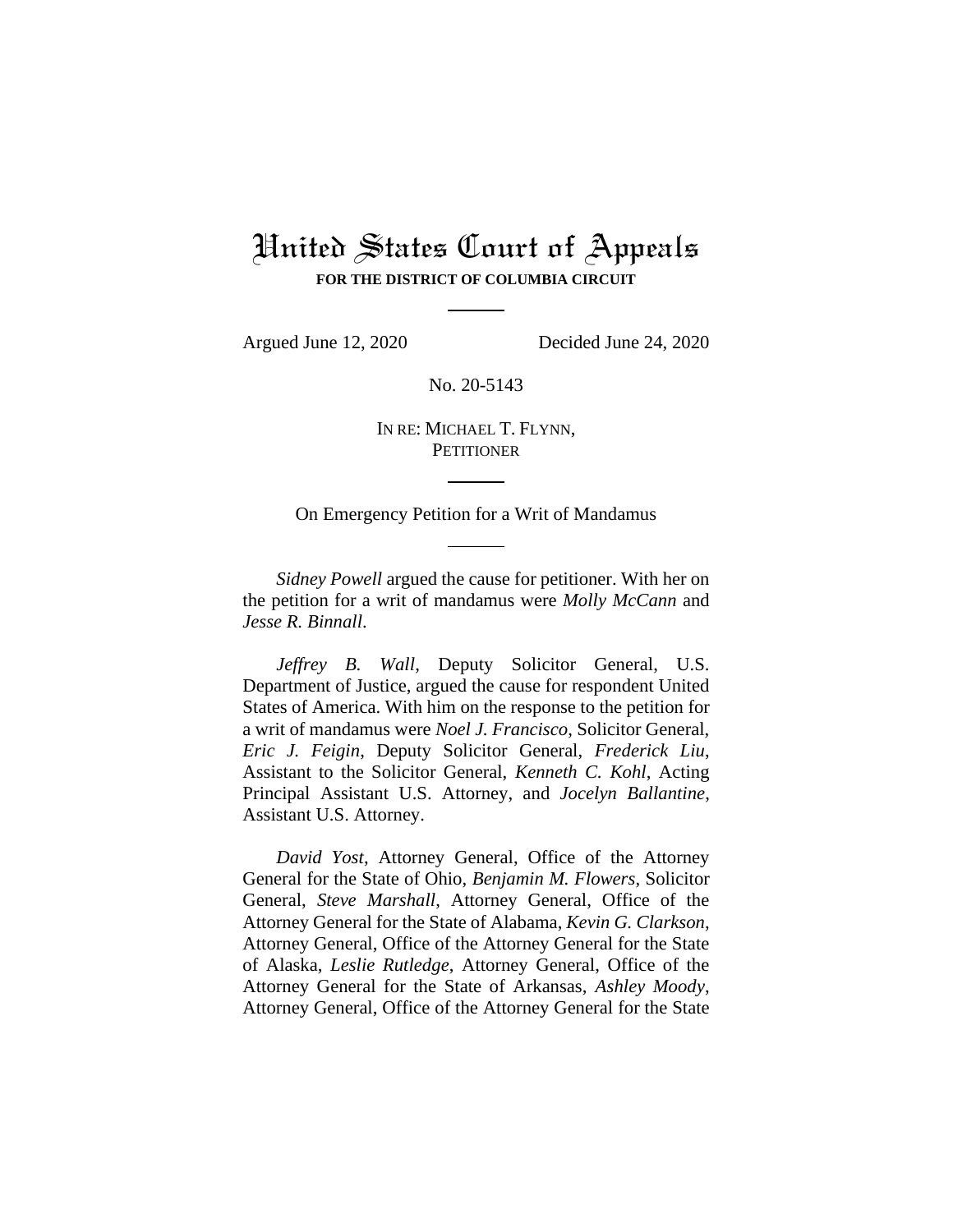# United States Court of Appeals

**FOR THE DISTRICT OF COLUMBIA CIRCUIT**

---

Argued June 12, 2020 Decided June 24, 2020

No. 20-5143

IN RE: MICHAEL T. FLYNN,
PETITIONER

---

On Emergency Petition for a Writ of Mandamus

---

*Sidney Powell* argued the cause for petitioner. With her on the petition for a writ of mandamus were *Molly McCann* and *Jesse R. Binnall*.

*Jeffrey B. Wall*, Deputy Solicitor General, U.S. Department of Justice, argued the cause for respondent United States of America. With him on the response to the petition for a writ of mandamus were *Noel J. Francisco*, Solicitor General, *Eric J. Feigin*, Deputy Solicitor General, *Frederick Liu*, Assistant to the Solicitor General, *Kenneth C. Kohl*, Acting Principal Assistant U.S. Attorney, and *Jocelyn Ballantine*, Assistant U.S. Attorney.

*David Yost*, Attorney General, Office of the Attorney General for the State of Ohio, *Benjamin M. Flowers*, Solicitor General, *Steve Marshall*, Attorney General, Office of the Attorney General for the State of Alabama, *Kevin G. Clarkson*, Attorney General, Office of the Attorney General for the State of Alaska, *Leslie Rutledge*, Attorney General, Office of the Attorney General for the State of Arkansas, *Ashley Moody*, Attorney General, Office of the Attorney General for the State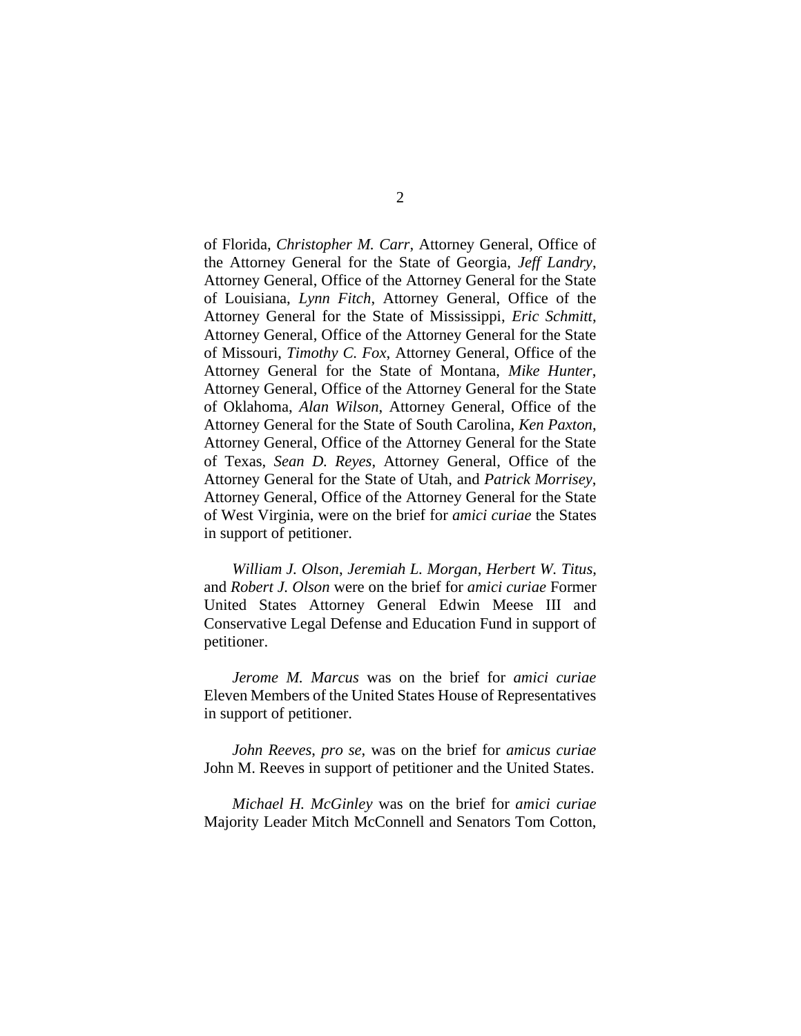of Florida, *Christopher M. Carr*, Attorney General, Office of the Attorney General for the State of Georgia, *Jeff Landry*, Attorney General, Office of the Attorney General for the State of Louisiana, *Lynn Fitch*, Attorney General, Office of the Attorney General for the State of Mississippi, *Eric Schmitt*, Attorney General, Office of the Attorney General for the State of Missouri, *Timothy C. Fox*, Attorney General, Office of the Attorney General for the State of Montana, *Mike Hunter*, Attorney General, Office of the Attorney General for the State of Oklahoma, *Alan Wilson*, Attorney General, Office of the Attorney General for the State of South Carolina, *Ken Paxton*, Attorney General, Office of the Attorney General for the State of Texas, *Sean D. Reyes*, Attorney General, Office of the Attorney General for the State of Utah, and *Patrick Morrisey*, Attorney General, Office of the Attorney General for the State of West Virginia, were on the brief for *amici curiae* the States in support of petitioner.

*William J. Olson*, *Jeremiah L. Morgan*, *Herbert W. Titus*, and *Robert J. Olson* were on the brief for *amici curiae* Former United States Attorney General Edwin Meese III and Conservative Legal Defense and Education Fund in support of petitioner.

*Jerome M. Marcus* was on the brief for *amici curiae* Eleven Members of the United States House of Representatives in support of petitioner.

*John Reeves*, *pro se*, was on the brief for *amicus curiae* John M. Reeves in support of petitioner and the United States.

*Michael H. McGinley* was on the brief for *amici curiae* Majority Leader Mitch McConnell and Senators Tom Cotton,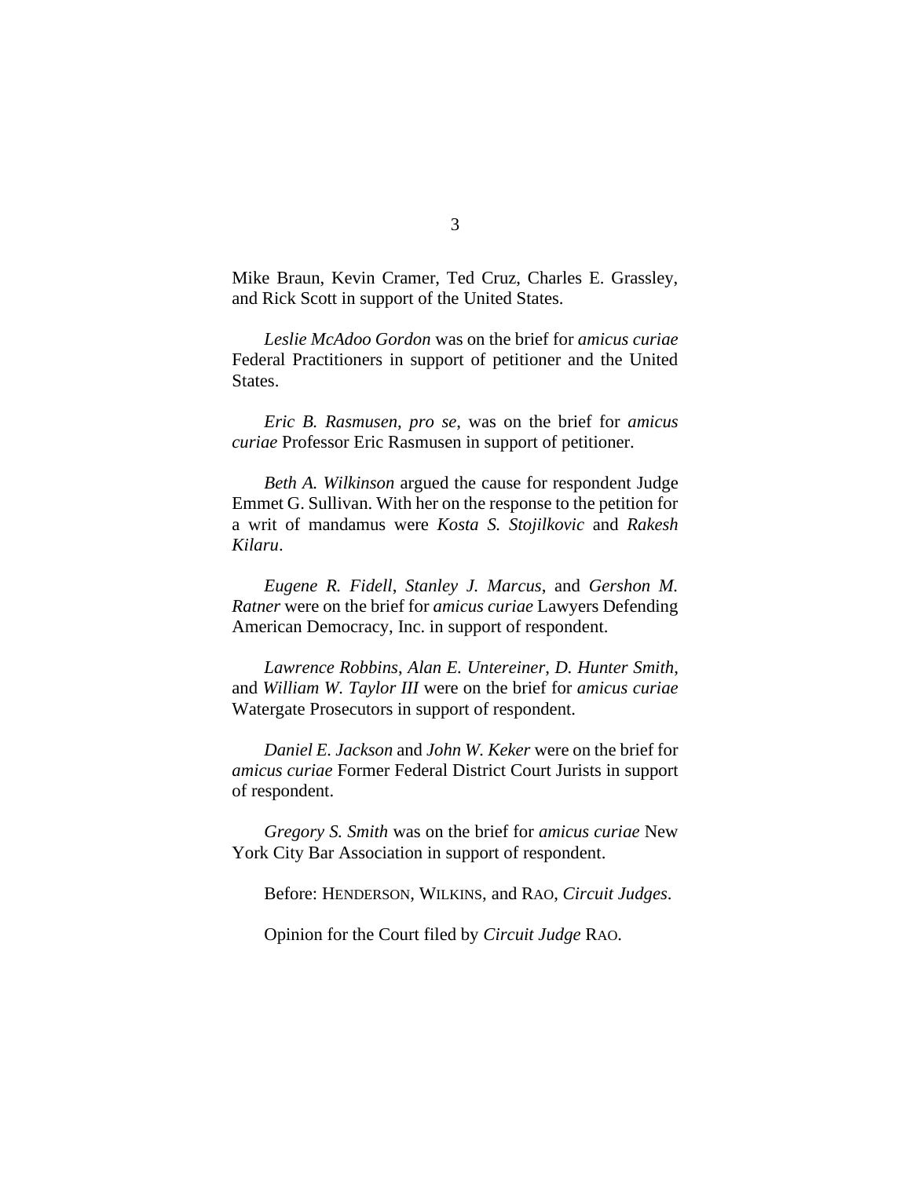Mike Braun, Kevin Cramer, Ted Cruz, Charles E. Grassley, and Rick Scott in support of the United States.

*Leslie McAdoo Gordon* was on the brief for *amicus curiae* Federal Practitioners in support of petitioner and the United States.

*Eric B. Rasmusen*, *pro se*, was on the brief for *amicus curiae* Professor Eric Rasmusen in support of petitioner.

*Beth A. Wilkinson* argued the cause for respondent Judge Emmet G. Sullivan. With her on the response to the petition for a writ of mandamus were *Kosta S. Stojilkovic* and *Rakesh Kilaru*.

*Eugene R. Fidell*, *Stanley J. Marcus*, and *Gershon M. Ratner* were on the brief for *amicus curiae* Lawyers Defending American Democracy, Inc. in support of respondent.

*Lawrence Robbins*, *Alan E. Untereiner*, *D. Hunter Smith*, and *William W. Taylor III* were on the brief for *amicus curiae* Watergate Prosecutors in support of respondent.

*Daniel E. Jackson* and *John W. Keker* were on the brief for *amicus curiae* Former Federal District Court Jurists in support of respondent.

*Gregory S. Smith* was on the brief for *amicus curiae* New York City Bar Association in support of respondent.

Before: HENDERSON, WILKINS, and RAO, *Circuit Judges*.

Opinion for the Court filed by *Circuit Judge* RAO.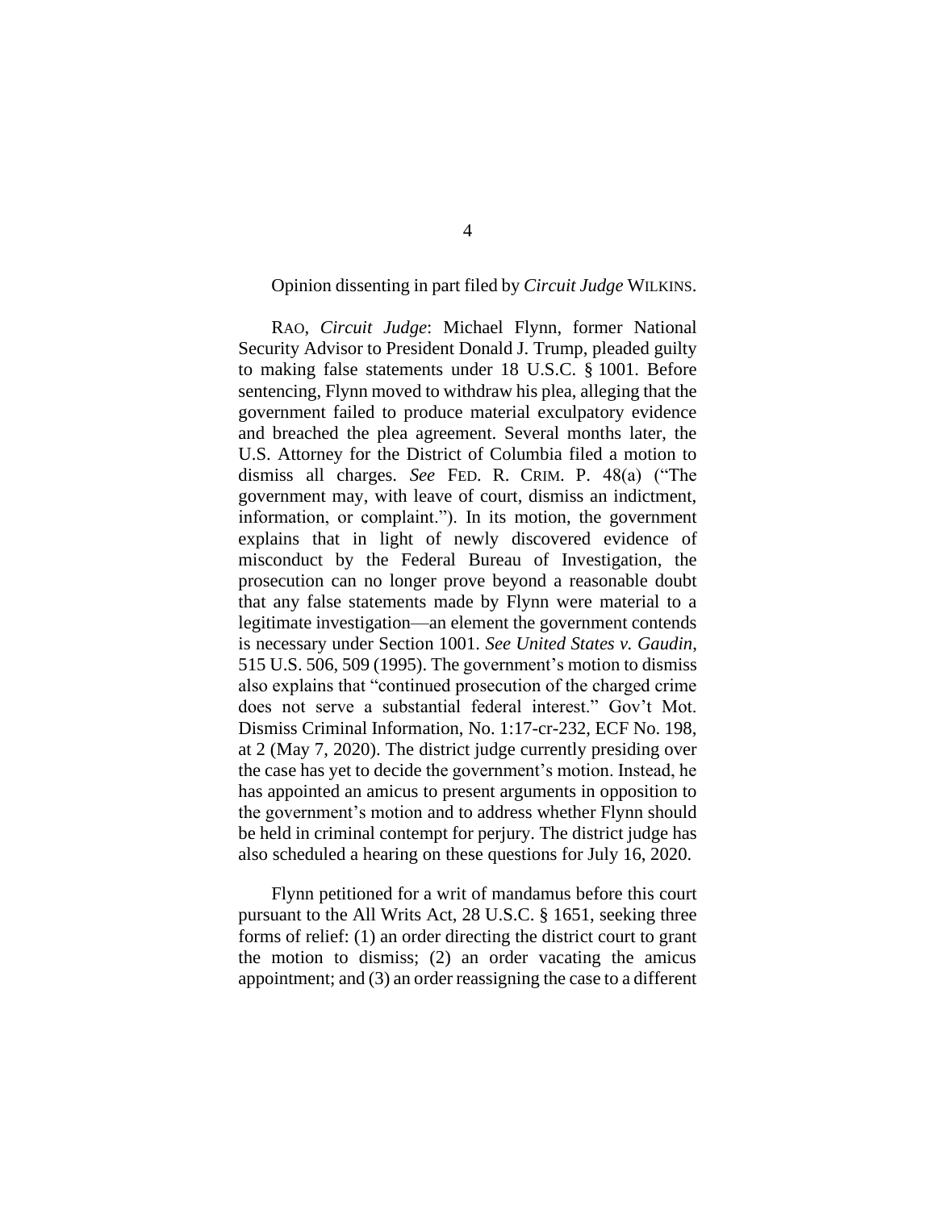Opinion dissenting in part filed by *Circuit Judge* WILKINS.

RAO, *Circuit Judge*: Michael Flynn, former National Security Advisor to President Donald J. Trump, pleaded guilty to making false statements under 18 U.S.C. § 1001. Before sentencing, Flynn moved to withdraw his plea, alleging that the government failed to produce material exculpatory evidence and breached the plea agreement. Several months later, the U.S. Attorney for the District of Columbia filed a motion to dismiss all charges. *See* FED. R. CRIM. P. 48(a) ("The government may, with leave of court, dismiss an indictment, information, or complaint."). In its motion, the government explains that in light of newly discovered evidence of misconduct by the Federal Bureau of Investigation, the prosecution can no longer prove beyond a reasonable doubt that any false statements made by Flynn were material to a legitimate investigation—an element the government contends is necessary under Section 1001. *See United States v. Gaudin*, 515 U.S. 506, 509 (1995). The government's motion to dismiss also explains that "continued prosecution of the charged crime does not serve a substantial federal interest." Gov't Mot. Dismiss Criminal Information, No. 1:17-cr-232, ECF No. 198, at 2 (May 7, 2020). The district judge currently presiding over the case has yet to decide the government's motion. Instead, he has appointed an amicus to present arguments in opposition to the government's motion and to address whether Flynn should be held in criminal contempt for perjury. The district judge has also scheduled a hearing on these questions for July 16, 2020.

Flynn petitioned for a writ of mandamus before this court pursuant to the All Writs Act, 28 U.S.C. § 1651, seeking three forms of relief: (1) an order directing the district court to grant the motion to dismiss; (2) an order vacating the amicus appointment; and (3) an order reassigning the case to a different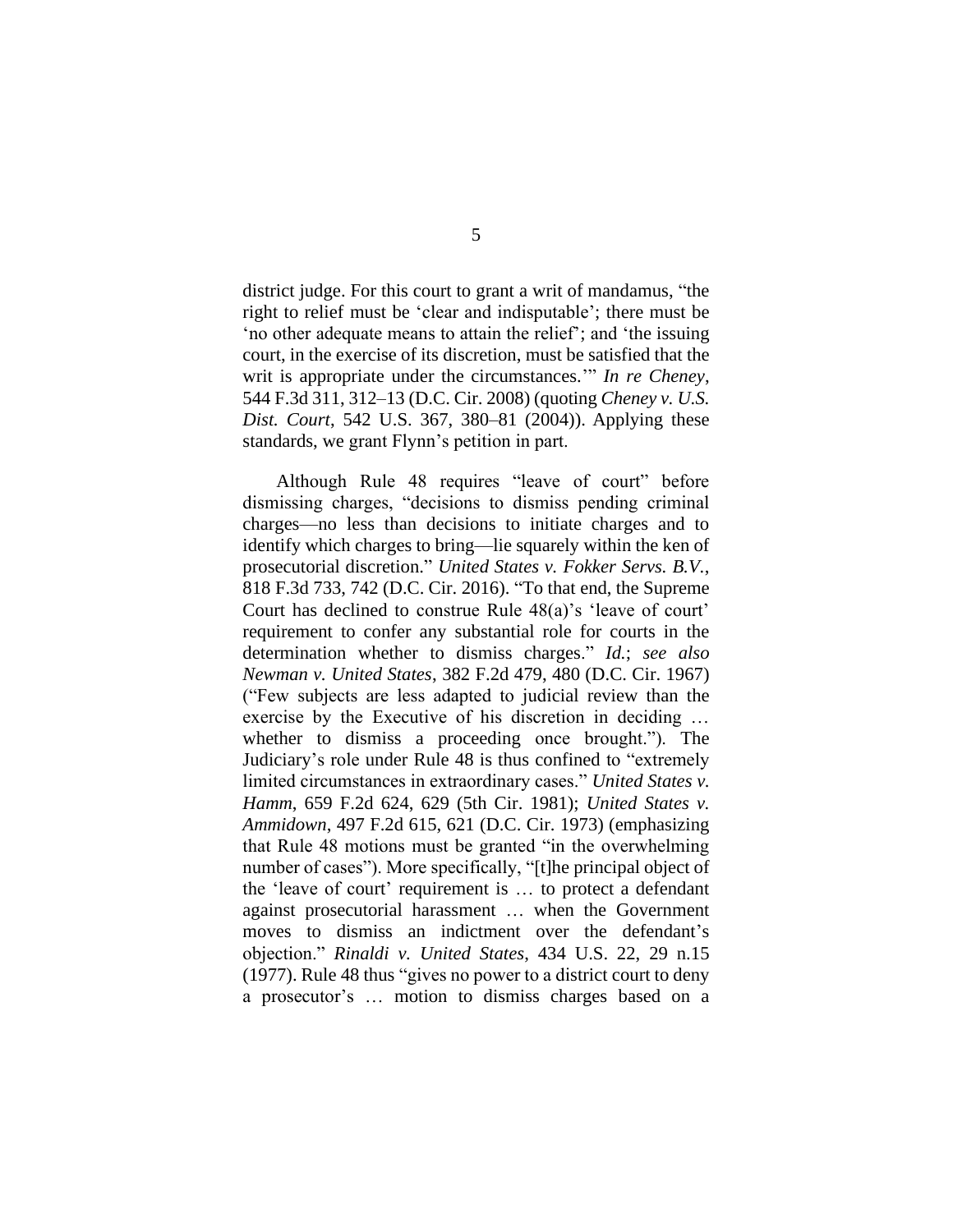district judge. For this court to grant a writ of mandamus, "the right to relief must be 'clear and indisputable'; there must be 'no other adequate means to attain the relief'; and 'the issuing court, in the exercise of its discretion, must be satisfied that the writ is appropriate under the circumstances.'" *In re Cheney*, 544 F.3d 311, 312–13 (D.C. Cir. 2008) (quoting *Cheney v. U.S. Dist. Court*, 542 U.S. 367, 380–81 (2004)). Applying these standards, we grant Flynn's petition in part.

Although Rule 48 requires "leave of court" before dismissing charges, "decisions to dismiss pending criminal charges—no less than decisions to initiate charges and to identify which charges to bring—lie squarely within the ken of prosecutorial discretion." *United States v. Fokker Servs. B.V.*, 818 F.3d 733, 742 (D.C. Cir. 2016). "To that end, the Supreme Court has declined to construe Rule 48(a)'s 'leave of court' requirement to confer any substantial role for courts in the determination whether to dismiss charges." *Id.*; *see also Newman v. United States*, 382 F.2d 479, 480 (D.C. Cir. 1967) ("Few subjects are less adapted to judicial review than the exercise by the Executive of his discretion in deciding … whether to dismiss a proceeding once brought."). The Judiciary's role under Rule 48 is thus confined to "extremely limited circumstances in extraordinary cases." *United States v. Hamm*, 659 F.2d 624, 629 (5th Cir. 1981); *United States v. Ammidown*, 497 F.2d 615, 621 (D.C. Cir. 1973) (emphasizing that Rule 48 motions must be granted "in the overwhelming number of cases"). More specifically, "[t]he principal object of the 'leave of court' requirement is … to protect a defendant against prosecutorial harassment … when the Government moves to dismiss an indictment over the defendant's objection." *Rinaldi v. United States*, 434 U.S. 22, 29 n.15 (1977). Rule 48 thus "gives no power to a district court to deny a prosecutor's … motion to dismiss charges based on a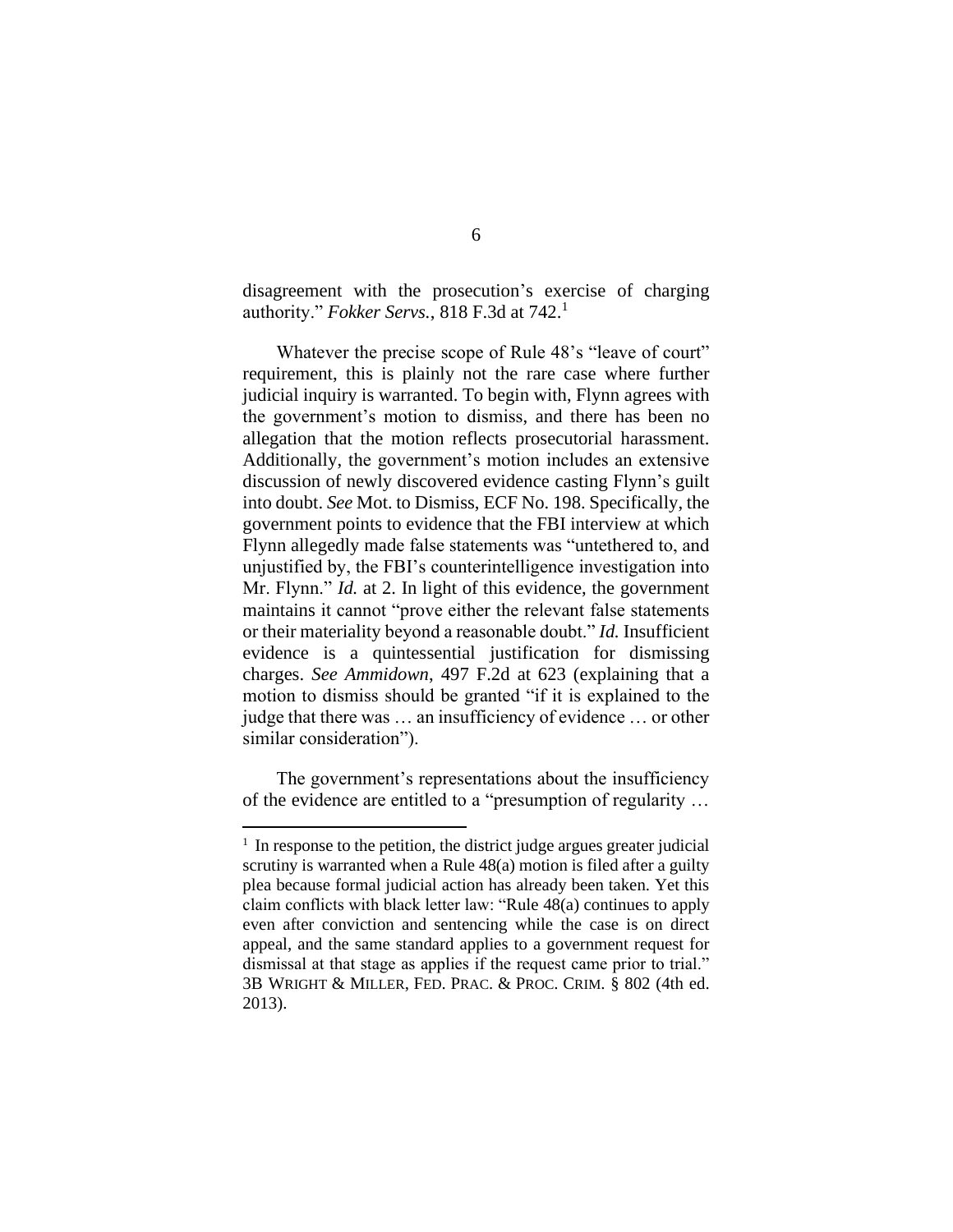disagreement with the prosecution's exercise of charging authority." *Fokker Servs.*, 818 F.3d at 742.[1]

Whatever the precise scope of Rule 48's "leave of court" requirement, this is plainly not the rare case where further judicial inquiry is warranted. To begin with, Flynn agrees with the government's motion to dismiss, and there has been no allegation that the motion reflects prosecutorial harassment. Additionally, the government's motion includes an extensive discussion of newly discovered evidence casting Flynn's guilt into doubt. *See* Mot. to Dismiss, ECF No. 198. Specifically, the government points to evidence that the FBI interview at which Flynn allegedly made false statements was "untethered to, and unjustified by, the FBI's counterintelligence investigation into Mr. Flynn." *Id.* at 2. In light of this evidence, the government maintains it cannot "prove either the relevant false statements or their materiality beyond a reasonable doubt." *Id.* Insufficient evidence is a quintessential justification for dismissing charges. *See Ammidown*, 497 F.2d at 623 (explaining that a motion to dismiss should be granted "if it is explained to the judge that there was … an insufficiency of evidence … or other similar consideration").

The government's representations about the insufficiency of the evidence are entitled to a "presumption of regularity …

---

[1] In response to the petition, the district judge argues greater judicial scrutiny is warranted when a Rule 48(a) motion is filed after a guilty plea because formal judicial action has already been taken. Yet this claim conflicts with black letter law: "Rule 48(a) continues to apply even after conviction and sentencing while the case is on direct appeal, and the same standard applies to a government request for dismissal at that stage as applies if the request came prior to trial." 3B WRIGHT & MILLER, FED. PRAC. & PROC. CRIM. § 802 (4th ed. 2013).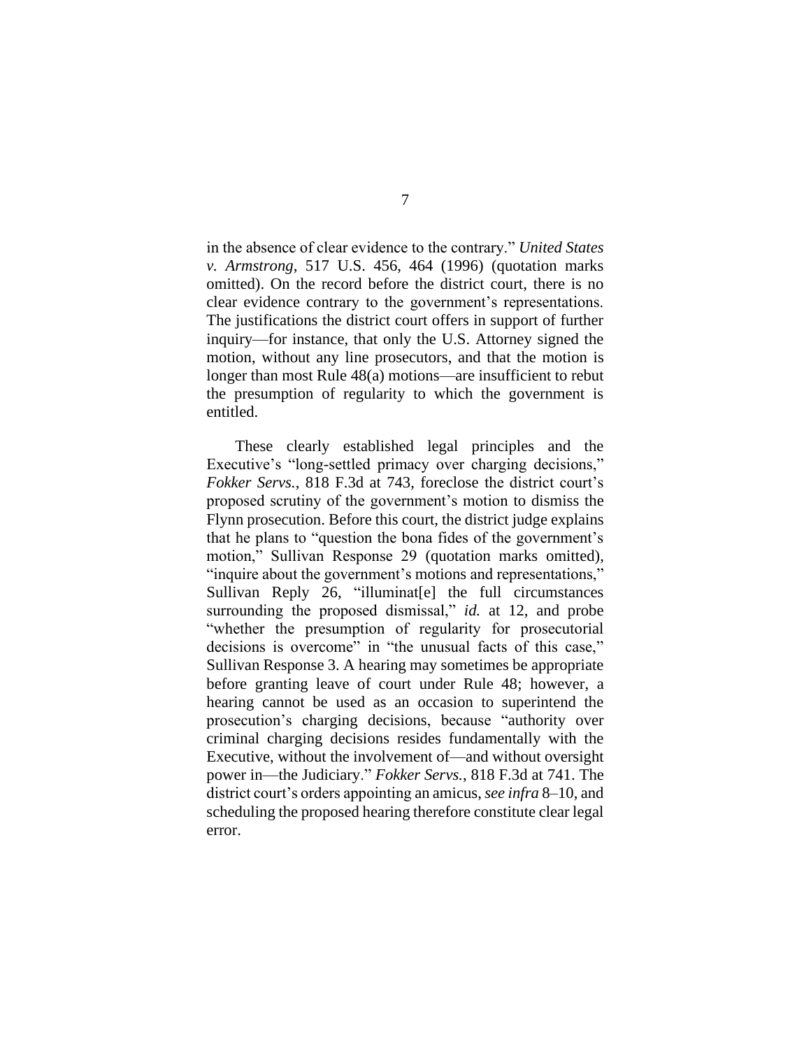in the absence of clear evidence to the contrary." *United States v. Armstrong*, 517 U.S. 456, 464 (1996) (quotation marks omitted). On the record before the district court, there is no clear evidence contrary to the government's representations. The justifications the district court offers in support of further inquiry—for instance, that only the U.S. Attorney signed the motion, without any line prosecutors, and that the motion is longer than most Rule 48(a) motions—are insufficient to rebut the presumption of regularity to which the government is entitled.

These clearly established legal principles and the Executive's "long-settled primacy over charging decisions," *Fokker Servs.*, 818 F.3d at 743, foreclose the district court's proposed scrutiny of the government's motion to dismiss the Flynn prosecution. Before this court, the district judge explains that he plans to "question the bona fides of the government's motion," Sullivan Response 29 (quotation marks omitted), "inquire about the government's motions and representations," Sullivan Reply 26, "illuminat[e] the full circumstances surrounding the proposed dismissal," *id.* at 12, and probe "whether the presumption of regularity for prosecutorial decisions is overcome" in "the unusual facts of this case," Sullivan Response 3. A hearing may sometimes be appropriate before granting leave of court under Rule 48; however, a hearing cannot be used as an occasion to superintend the prosecution's charging decisions, because "authority over criminal charging decisions resides fundamentally with the Executive, without the involvement of—and without oversight power in—the Judiciary." *Fokker Servs.*, 818 F.3d at 741. The district court's orders appointing an amicus, *see infra* 8–10, and scheduling the proposed hearing therefore constitute clear legal error.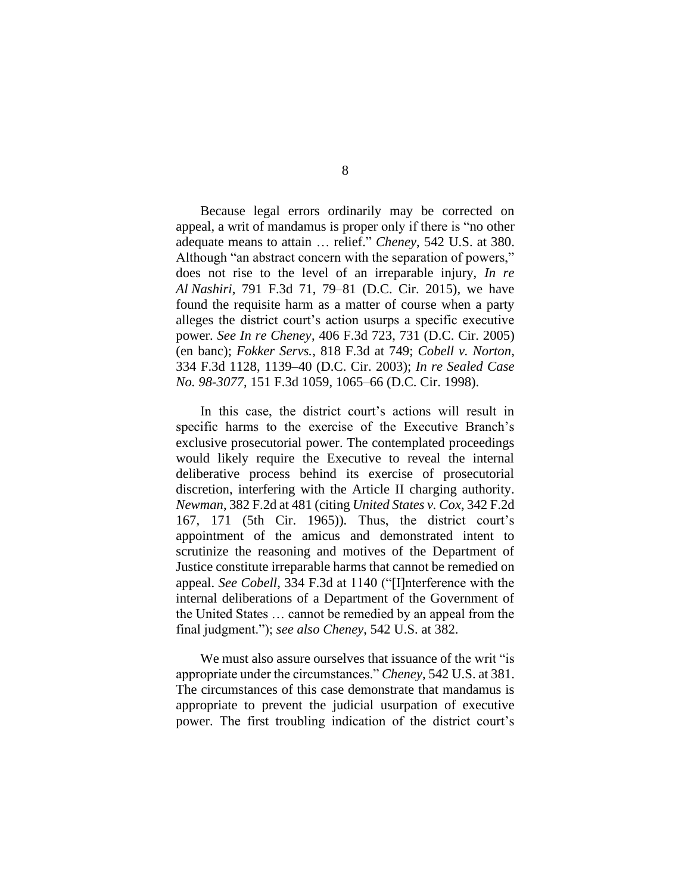Because legal errors ordinarily may be corrected on appeal, a writ of mandamus is proper only if there is "no other adequate means to attain … relief." *Cheney*, 542 U.S. at 380. Although "an abstract concern with the separation of powers," does not rise to the level of an irreparable injury, *In re Al Nashiri*, 791 F.3d 71, 79–81 (D.C. Cir. 2015), we have found the requisite harm as a matter of course when a party alleges the district court's action usurps a specific executive power. *See In re Cheney*, 406 F.3d 723, 731 (D.C. Cir. 2005) (en banc); *Fokker Servs.*, 818 F.3d at 749; *Cobell v. Norton*, 334 F.3d 1128, 1139–40 (D.C. Cir. 2003); *In re Sealed Case No. 98-3077*, 151 F.3d 1059, 1065–66 (D.C. Cir. 1998).

In this case, the district court's actions will result in specific harms to the exercise of the Executive Branch's exclusive prosecutorial power. The contemplated proceedings would likely require the Executive to reveal the internal deliberative process behind its exercise of prosecutorial discretion, interfering with the Article II charging authority. *Newman*, 382 F.2d at 481 (citing *United States v. Cox*, 342 F.2d 167, 171 (5th Cir. 1965)). Thus, the district court's appointment of the amicus and demonstrated intent to scrutinize the reasoning and motives of the Department of Justice constitute irreparable harms that cannot be remedied on appeal. *See Cobell*, 334 F.3d at 1140 ("[I]nterference with the internal deliberations of a Department of the Government of the United States … cannot be remedied by an appeal from the final judgment."); *see also Cheney*, 542 U.S. at 382.

We must also assure ourselves that issuance of the writ "is appropriate under the circumstances." *Cheney*, 542 U.S. at 381. The circumstances of this case demonstrate that mandamus is appropriate to prevent the judicial usurpation of executive power. The first troubling indication of the district court's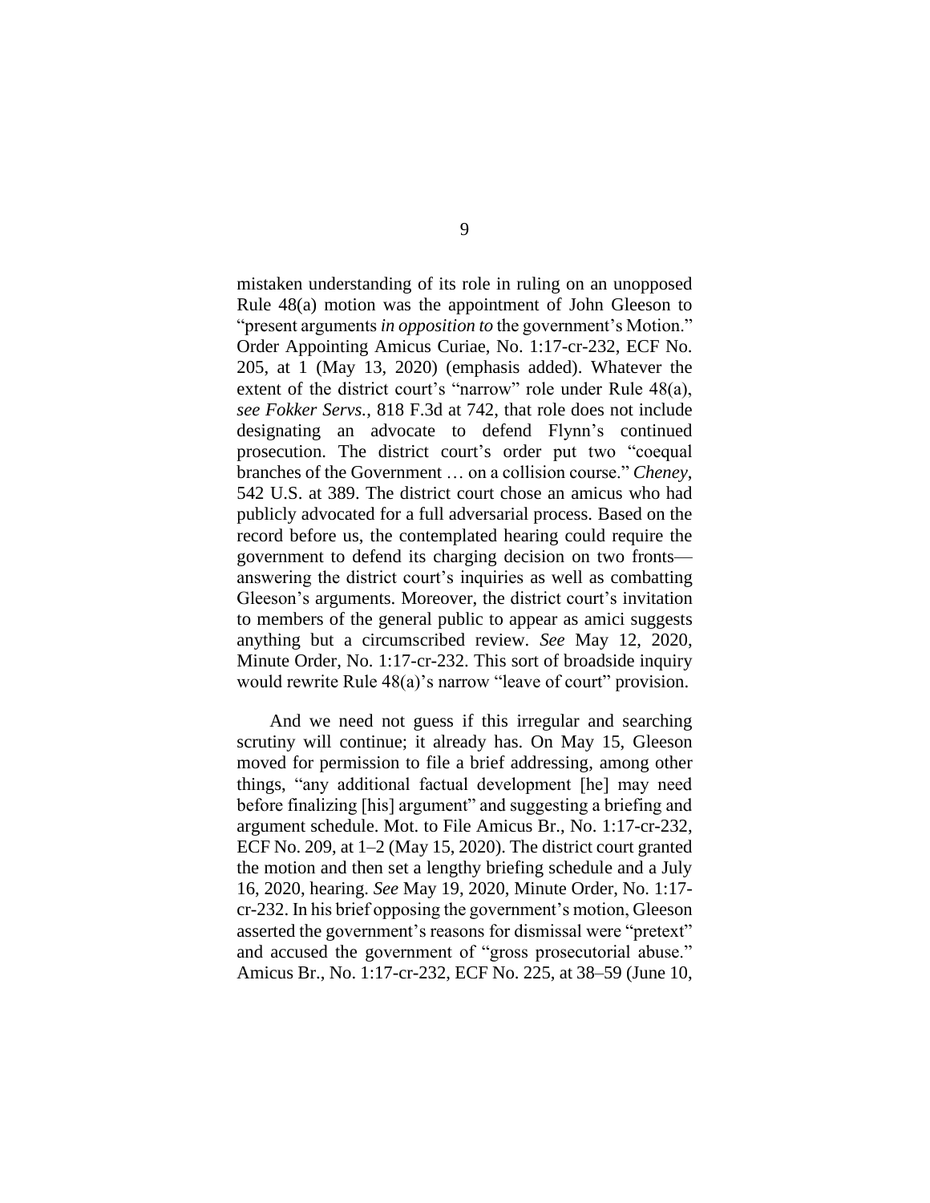mistaken understanding of its role in ruling on an unopposed Rule 48(a) motion was the appointment of John Gleeson to "present arguments *in opposition to* the government's Motion." Order Appointing Amicus Curiae, No. 1:17-cr-232, ECF No. 205, at 1 (May 13, 2020) (emphasis added). Whatever the extent of the district court's "narrow" role under Rule 48(a), *see Fokker Servs.*, 818 F.3d at 742, that role does not include designating an advocate to defend Flynn's continued prosecution. The district court's order put two "coequal branches of the Government … on a collision course." *Cheney*, 542 U.S. at 389. The district court chose an amicus who had publicly advocated for a full adversarial process. Based on the record before us, the contemplated hearing could require the government to defend its charging decision on two fronts—answering the district court's inquiries as well as combatting Gleeson's arguments. Moreover, the district court's invitation to members of the general public to appear as amici suggests anything but a circumscribed review. *See* May 12, 2020, Minute Order, No. 1:17-cr-232. This sort of broadside inquiry would rewrite Rule 48(a)'s narrow "leave of court" provision.

And we need not guess if this irregular and searching scrutiny will continue; it already has. On May 15, Gleeson moved for permission to file a brief addressing, among other things, "any additional factual development [he] may need before finalizing [his] argument" and suggesting a briefing and argument schedule. Mot. to File Amicus Br., No. 1:17-cr-232, ECF No. 209, at 1–2 (May 15, 2020). The district court granted the motion and then set a lengthy briefing schedule and a July 16, 2020, hearing. *See* May 19, 2020, Minute Order, No. 1:17-cr-232. In his brief opposing the government's motion, Gleeson asserted the government's reasons for dismissal were "pretext" and accused the government of "gross prosecutorial abuse." Amicus Br., No. 1:17-cr-232, ECF No. 225, at 38–59 (June 10,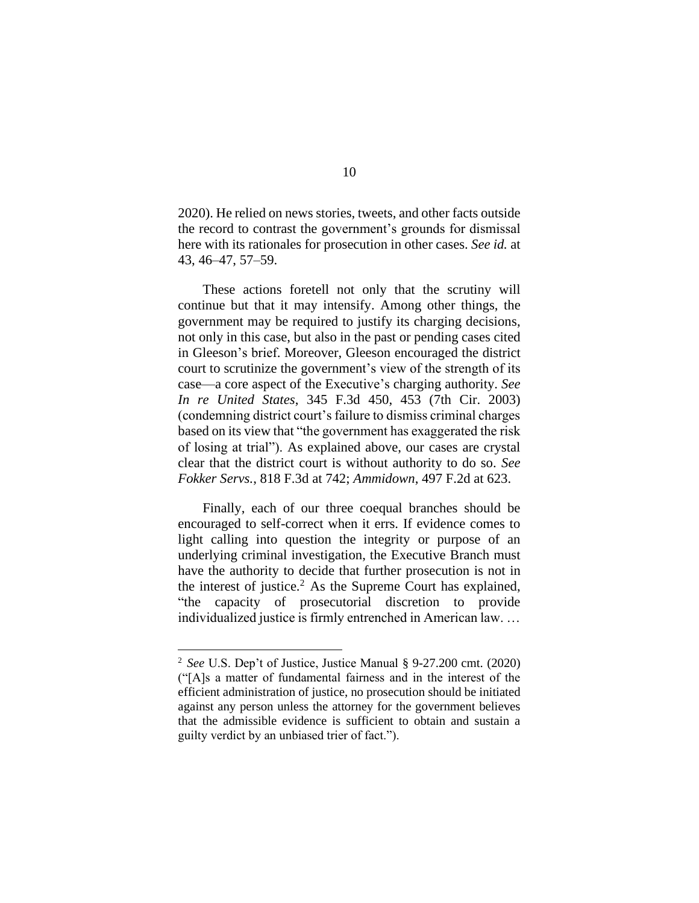2020). He relied on news stories, tweets, and other facts outside the record to contrast the government's grounds for dismissal here with its rationales for prosecution in other cases. *See id.* at 43, 46–47, 57–59.

These actions foretell not only that the scrutiny will continue but that it may intensify. Among other things, the government may be required to justify its charging decisions, not only in this case, but also in the past or pending cases cited in Gleeson's brief. Moreover, Gleeson encouraged the district court to scrutinize the government's view of the strength of its case—a core aspect of the Executive's charging authority. *See In re United States*, 345 F.3d 450, 453 (7th Cir. 2003) (condemning district court's failure to dismiss criminal charges based on its view that "the government has exaggerated the risk of losing at trial"). As explained above, our cases are crystal clear that the district court is without authority to do so. *See Fokker Servs.*, 818 F.3d at 742; *Ammidown*, 497 F.2d at 623.

Finally, each of our three coequal branches should be encouraged to self-correct when it errs. If evidence comes to light calling into question the integrity or purpose of an underlying criminal investigation, the Executive Branch must have the authority to decide that further prosecution is not in the interest of justice.[2] As the Supreme Court has explained, "the capacity of prosecutorial discretion to provide individualized justice is firmly entrenched in American law. …

[2] *See* U.S. Dep't of Justice, Justice Manual § 9-27.200 cmt. (2020) ("[A]s a matter of fundamental fairness and in the interest of the efficient administration of justice, no prosecution should be initiated against any person unless the attorney for the government believes that the admissible evidence is sufficient to obtain and sustain a guilty verdict by an unbiased trier of fact.").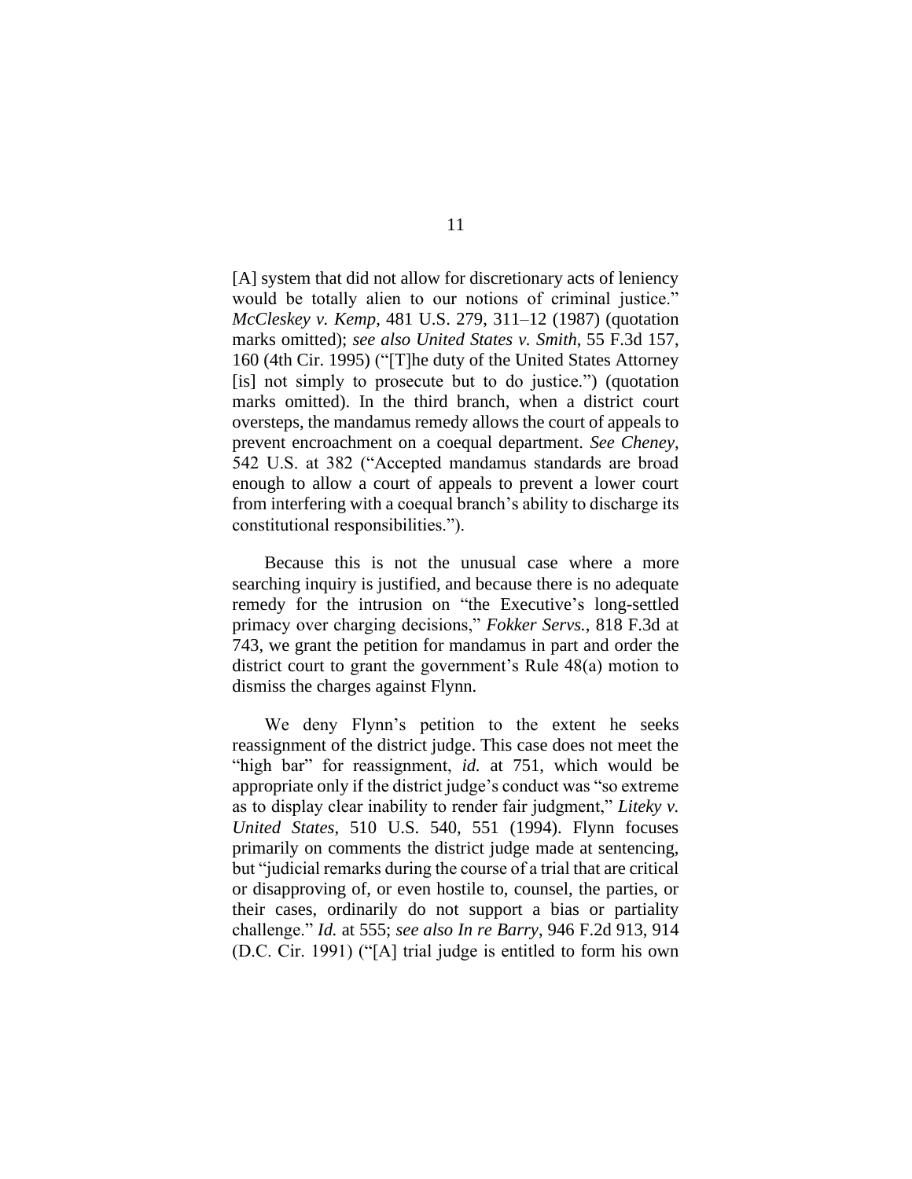[A] system that did not allow for discretionary acts of leniency would be totally alien to our notions of criminal justice." *McCleskey v. Kemp*, 481 U.S. 279, 311–12 (1987) (quotation marks omitted); *see also United States v. Smith*, 55 F.3d 157, 160 (4th Cir. 1995) ("[T]he duty of the United States Attorney [is] not simply to prosecute but to do justice.") (quotation marks omitted). In the third branch, when a district court oversteps, the mandamus remedy allows the court of appeals to prevent encroachment on a coequal department. *See Cheney*, 542 U.S. at 382 ("Accepted mandamus standards are broad enough to allow a court of appeals to prevent a lower court from interfering with a coequal branch's ability to discharge its constitutional responsibilities.").

Because this is not the unusual case where a more searching inquiry is justified, and because there is no adequate remedy for the intrusion on "the Executive's long-settled primacy over charging decisions," *Fokker Servs.*, 818 F.3d at 743, we grant the petition for mandamus in part and order the district court to grant the government's Rule 48(a) motion to dismiss the charges against Flynn.

We deny Flynn's petition to the extent he seeks reassignment of the district judge. This case does not meet the "high bar" for reassignment, *id.* at 751, which would be appropriate only if the district judge's conduct was "so extreme as to display clear inability to render fair judgment," *Liteky v. United States*, 510 U.S. 540, 551 (1994). Flynn focuses primarily on comments the district judge made at sentencing, but "judicial remarks during the course of a trial that are critical or disapproving of, or even hostile to, counsel, the parties, or their cases, ordinarily do not support a bias or partiality challenge." *Id.* at 555; *see also In re Barry*, 946 F.2d 913, 914 (D.C. Cir. 1991) ("[A] trial judge is entitled to form his own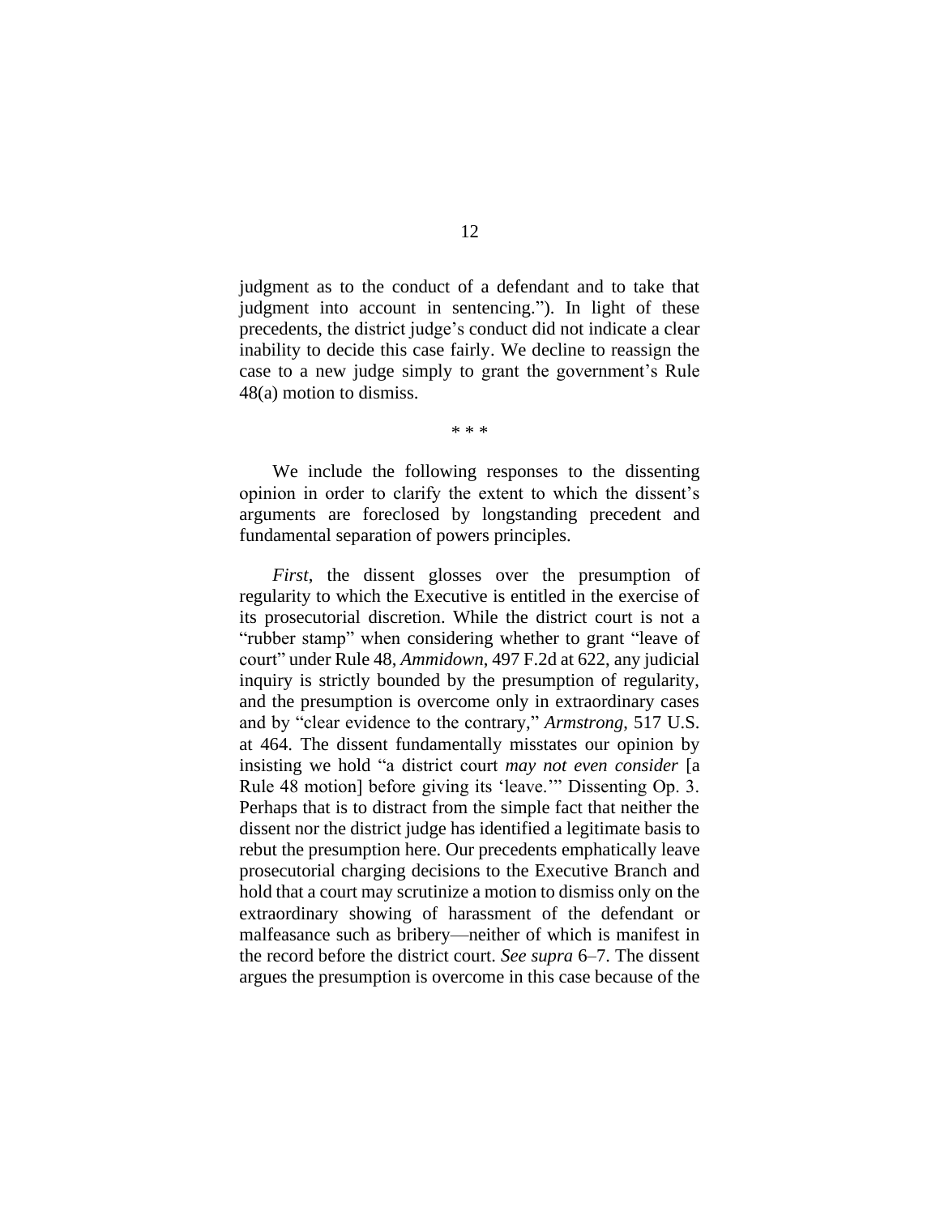judgment as to the conduct of a defendant and to take that judgment into account in sentencing."). In light of these precedents, the district judge's conduct did not indicate a clear inability to decide this case fairly. We decline to reassign the case to a new judge simply to grant the government's Rule 48(a) motion to dismiss.

\* \* \*

We include the following responses to the dissenting opinion in order to clarify the extent to which the dissent's arguments are foreclosed by longstanding precedent and fundamental separation of powers principles.

*First*, the dissent glosses over the presumption of regularity to which the Executive is entitled in the exercise of its prosecutorial discretion. While the district court is not a "rubber stamp" when considering whether to grant "leave of court" under Rule 48, *Ammidown*, 497 F.2d at 622, any judicial inquiry is strictly bounded by the presumption of regularity, and the presumption is overcome only in extraordinary cases and by "clear evidence to the contrary," *Armstrong*, 517 U.S. at 464. The dissent fundamentally misstates our opinion by insisting we hold "a district court *may not even consider* [a Rule 48 motion] before giving its 'leave.'" Dissenting Op. 3. Perhaps that is to distract from the simple fact that neither the dissent nor the district judge has identified a legitimate basis to rebut the presumption here. Our precedents emphatically leave prosecutorial charging decisions to the Executive Branch and hold that a court may scrutinize a motion to dismiss only on the extraordinary showing of harassment of the defendant or malfeasance such as bribery—neither of which is manifest in the record before the district court. *See supra* 6–7. The dissent argues the presumption is overcome in this case because of the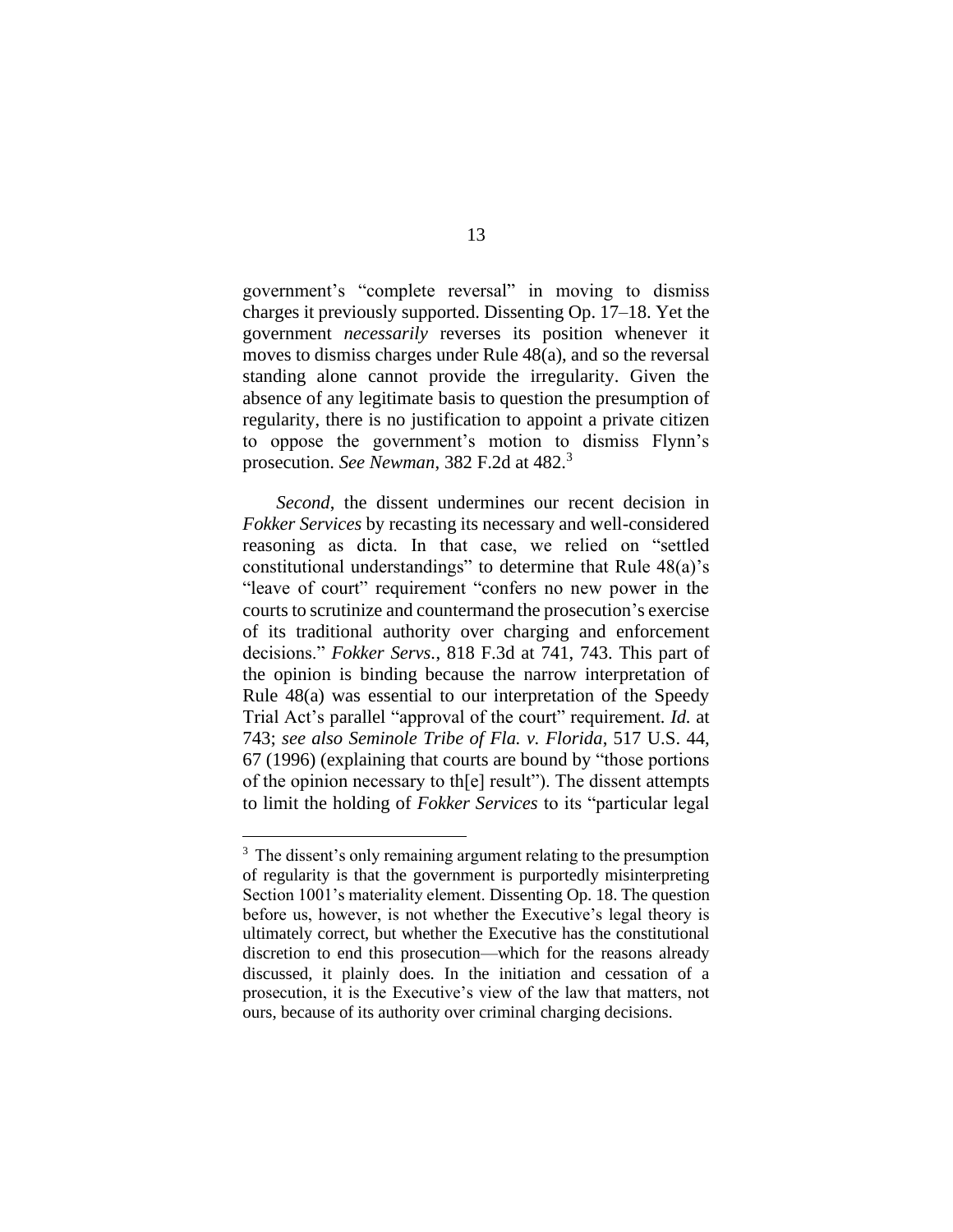government's "complete reversal" in moving to dismiss charges it previously supported. Dissenting Op. 17–18. Yet the government *necessarily* reverses its position whenever it moves to dismiss charges under Rule 48(a), and so the reversal standing alone cannot provide the irregularity. Given the absence of any legitimate basis to question the presumption of regularity, there is no justification to appoint a private citizen to oppose the government's motion to dismiss Flynn's prosecution. *See Newman*, 382 F.2d at 482.[3]

*Second*, the dissent undermines our recent decision in *Fokker Services* by recasting its necessary and well-considered reasoning as dicta. In that case, we relied on "settled constitutional understandings" to determine that Rule 48(a)'s "leave of court" requirement "confers no new power in the courts to scrutinize and countermand the prosecution's exercise of its traditional authority over charging and enforcement decisions." *Fokker Servs.*, 818 F.3d at 741, 743. This part of the opinion is binding because the narrow interpretation of Rule 48(a) was essential to our interpretation of the Speedy Trial Act's parallel "approval of the court" requirement. *Id.* at 743; *see also Seminole Tribe of Fla. v. Florida*, 517 U.S. 44, 67 (1996) (explaining that courts are bound by "those portions of the opinion necessary to th[e] result"). The dissent attempts to limit the holding of *Fokker Services* to its "particular legal

[3] The dissent's only remaining argument relating to the presumption of regularity is that the government is purportedly misinterpreting Section 1001's materiality element. Dissenting Op. 18. The question before us, however, is not whether the Executive's legal theory is ultimately correct, but whether the Executive has the constitutional discretion to end this prosecution—which for the reasons already discussed, it plainly does. In the initiation and cessation of a prosecution, it is the Executive's view of the law that matters, not ours, because of its authority over criminal charging decisions.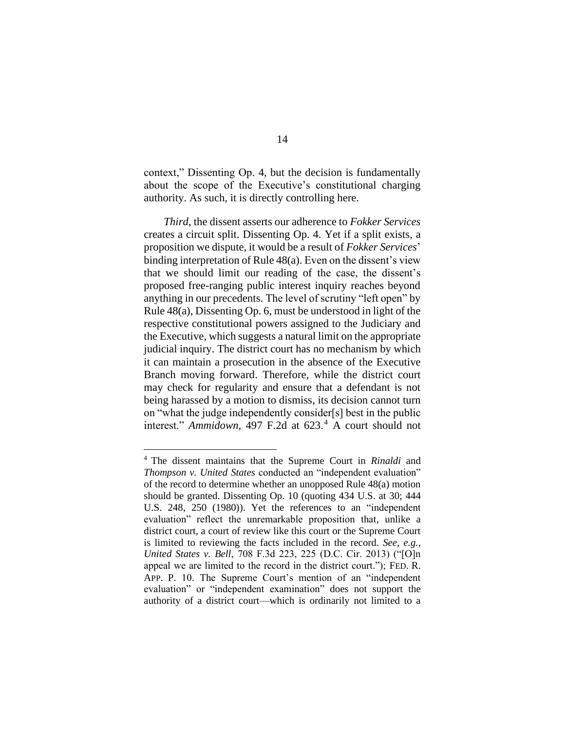context," Dissenting Op. 4, but the decision is fundamentally about the scope of the Executive's constitutional charging authority. As such, it is directly controlling here.

*Third*, the dissent asserts our adherence to *Fokker Services* creates a circuit split. Dissenting Op. 4. Yet if a split exists, a proposition we dispute, it would be a result of *Fokker Services*' binding interpretation of Rule 48(a). Even on the dissent's view that we should limit our reading of the case, the dissent's proposed free-ranging public interest inquiry reaches beyond anything in our precedents. The level of scrutiny "left open" by Rule 48(a), Dissenting Op. 6, must be understood in light of the respective constitutional powers assigned to the Judiciary and the Executive, which suggests a natural limit on the appropriate judicial inquiry. The district court has no mechanism by which it can maintain a prosecution in the absence of the Executive Branch moving forward. Therefore, while the district court may check for regularity and ensure that a defendant is not being harassed by a motion to dismiss, its decision cannot turn on "what the judge independently consider[s] best in the public interest." *Ammidown*, 497 F.2d at 623.[4] A court should not

---

[4] The dissent maintains that the Supreme Court in *Rinaldi* and *Thompson v. United States* conducted an "independent evaluation" of the record to determine whether an unopposed Rule 48(a) motion should be granted. Dissenting Op. 10 (quoting 434 U.S. at 30; 444 U.S. 248, 250 (1980)). Yet the references to an "independent evaluation" reflect the unremarkable proposition that, unlike a district court, a court of review like this court or the Supreme Court is limited to reviewing the facts included in the record. *See, e.g.*, *United States v. Bell*, 708 F.3d 223, 225 (D.C. Cir. 2013) ("[O]n appeal we are limited to the record in the district court."); FED. R. APP. P. 10. The Supreme Court's mention of an "independent evaluation" or "independent examination" does not support the authority of a district court—which is ordinarily not limited to a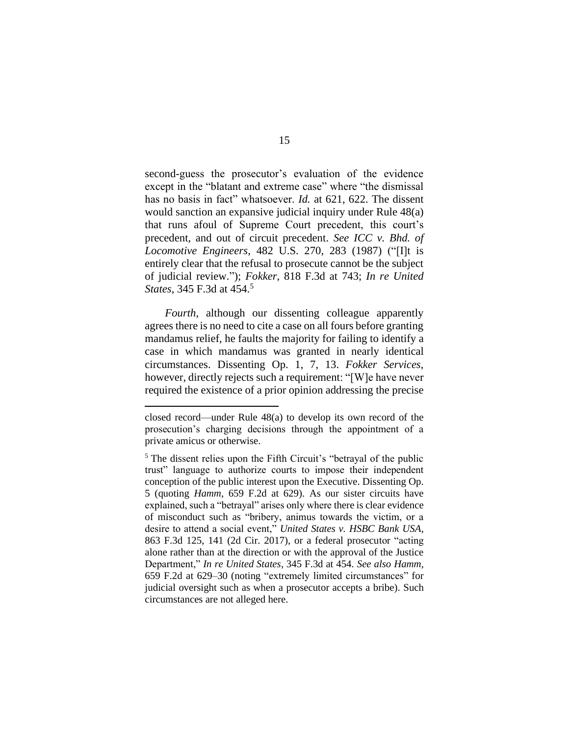second-guess the prosecutor's evaluation of the evidence except in the "blatant and extreme case" where "the dismissal has no basis in fact" whatsoever. *Id.* at 621, 622. The dissent would sanction an expansive judicial inquiry under Rule 48(a) that runs afoul of Supreme Court precedent, this court's precedent, and out of circuit precedent. *See ICC v. Bhd. of Locomotive Engineers*, 482 U.S. 270, 283 (1987) ("[I]t is entirely clear that the refusal to prosecute cannot be the subject of judicial review."); *Fokker*, 818 F.3d at 743; *In re United States*, 345 F.3d at 454.[5]

*Fourth*, although our dissenting colleague apparently agrees there is no need to cite a case on all fours before granting mandamus relief, he faults the majority for failing to identify a case in which mandamus was granted in nearly identical circumstances. Dissenting Op. 1, 7, 13. *Fokker Services*, however, directly rejects such a requirement: "[W]e have never required the existence of a prior opinion addressing the precise

---

closed record—under Rule 48(a) to develop its own record of the prosecution's charging decisions through the appointment of a private amicus or otherwise.

[5] The dissent relies upon the Fifth Circuit's "betrayal of the public trust" language to authorize courts to impose their independent conception of the public interest upon the Executive. Dissenting Op. 5 (quoting *Hamm*, 659 F.2d at 629). As our sister circuits have explained, such a "betrayal" arises only where there is clear evidence of misconduct such as "bribery, animus towards the victim, or a desire to attend a social event," *United States v. HSBC Bank USA*, 863 F.3d 125, 141 (2d Cir. 2017), or a federal prosecutor "acting alone rather than at the direction or with the approval of the Justice Department," *In re United States*, 345 F.3d at 454. *See also Hamm*, 659 F.2d at 629–30 (noting "extremely limited circumstances" for judicial oversight such as when a prosecutor accepts a bribe). Such circumstances are not alleged here.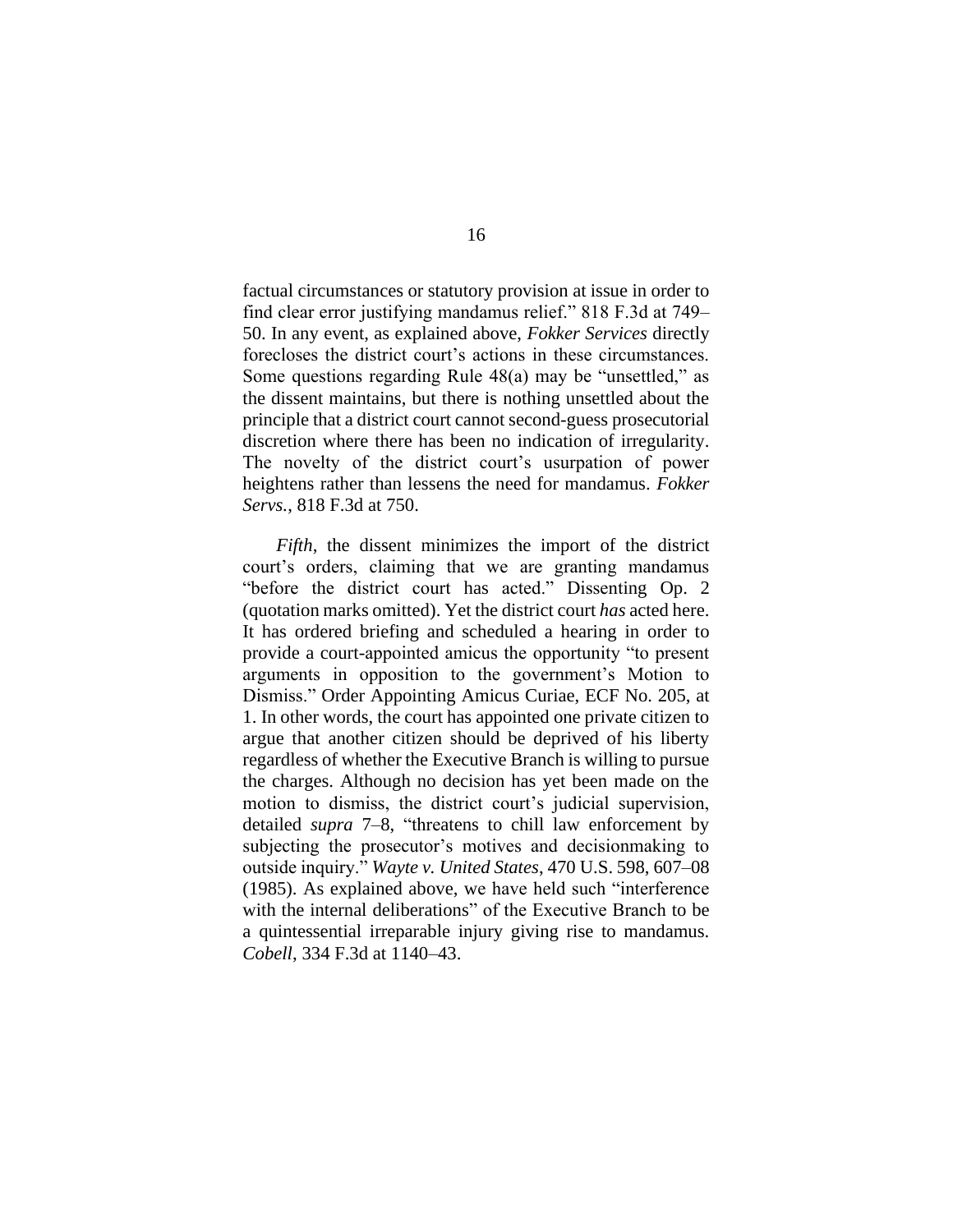factual circumstances or statutory provision at issue in order to find clear error justifying mandamus relief." 818 F.3d at 749–50. In any event, as explained above, *Fokker Services* directly forecloses the district court's actions in these circumstances. Some questions regarding Rule 48(a) may be "unsettled," as the dissent maintains, but there is nothing unsettled about the principle that a district court cannot second-guess prosecutorial discretion where there has been no indication of irregularity. The novelty of the district court's usurpation of power heightens rather than lessens the need for mandamus. *Fokker Servs.*, 818 F.3d at 750.

*Fifth*, the dissent minimizes the import of the district court's orders, claiming that we are granting mandamus "before the district court has acted." Dissenting Op. 2 (quotation marks omitted). Yet the district court *has* acted here. It has ordered briefing and scheduled a hearing in order to provide a court-appointed amicus the opportunity "to present arguments in opposition to the government's Motion to Dismiss." Order Appointing Amicus Curiae, ECF No. 205, at 1. In other words, the court has appointed one private citizen to argue that another citizen should be deprived of his liberty regardless of whether the Executive Branch is willing to pursue the charges. Although no decision has yet been made on the motion to dismiss, the district court's judicial supervision, detailed *supra* 7–8, "threatens to chill law enforcement by subjecting the prosecutor's motives and decisionmaking to outside inquiry." *Wayte v. United States*, 470 U.S. 598, 607–08 (1985). As explained above, we have held such "interference with the internal deliberations" of the Executive Branch to be a quintessential irreparable injury giving rise to mandamus. *Cobell*, 334 F.3d at 1140–43.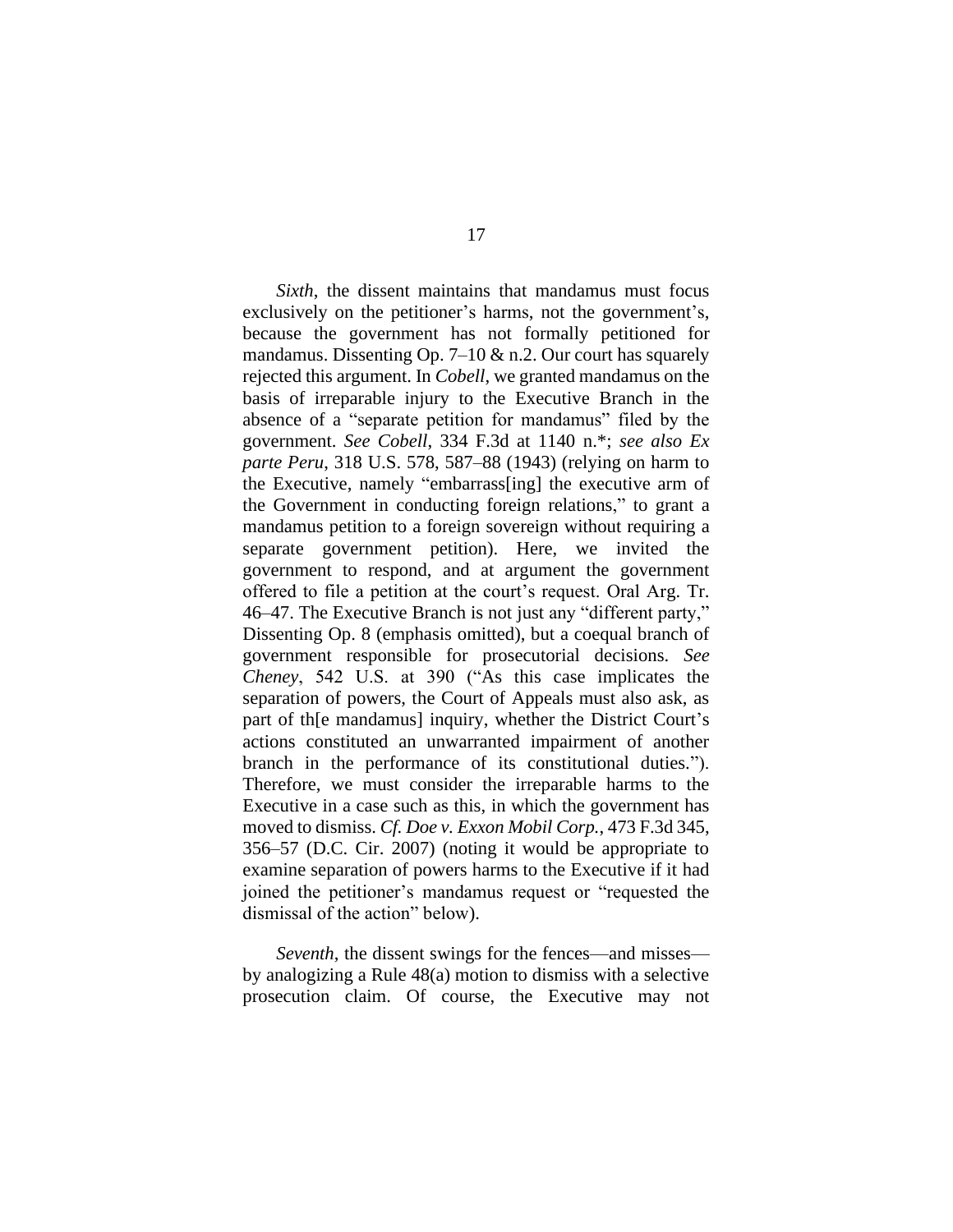*Sixth*, the dissent maintains that mandamus must focus exclusively on the petitioner's harms, not the government's, because the government has not formally petitioned for mandamus. Dissenting Op. 7–10 & n.2. Our court has squarely rejected this argument. In *Cobell*, we granted mandamus on the basis of irreparable injury to the Executive Branch in the absence of a "separate petition for mandamus" filed by the government. *See Cobell*, 334 F.3d at 1140 n.*; *see also Ex parte Peru*, 318 U.S. 578, 587–88 (1943) (relying on harm to the Executive, namely "embarrass[ing] the executive arm of the Government in conducting foreign relations," to grant a mandamus petition to a foreign sovereign without requiring a separate government petition). Here, we invited the government to respond, and at argument the government offered to file a petition at the court's request. Oral Arg. Tr. 46–47. The Executive Branch is not just any "different party," Dissenting Op. 8 (emphasis omitted), but a coequal branch of government responsible for prosecutorial decisions. *See Cheney*, 542 U.S. at 390 ("As this case implicates the separation of powers, the Court of Appeals must also ask, as part of th[e mandamus] inquiry, whether the District Court's actions constituted an unwarranted impairment of another branch in the performance of its constitutional duties."). Therefore, we must consider the irreparable harms to the Executive in a case such as this, in which the government has moved to dismiss. *Cf. Doe v. Exxon Mobil Corp.*, 473 F.3d 345, 356–57 (D.C. Cir. 2007) (noting it would be appropriate to examine separation of powers harms to the Executive if it had joined the petitioner's mandamus request or "requested the dismissal of the action" below).

*Seventh*, the dissent swings for the fences—and misses—by analogizing a Rule 48(a) motion to dismiss with a selective prosecution claim. Of course, the Executive may not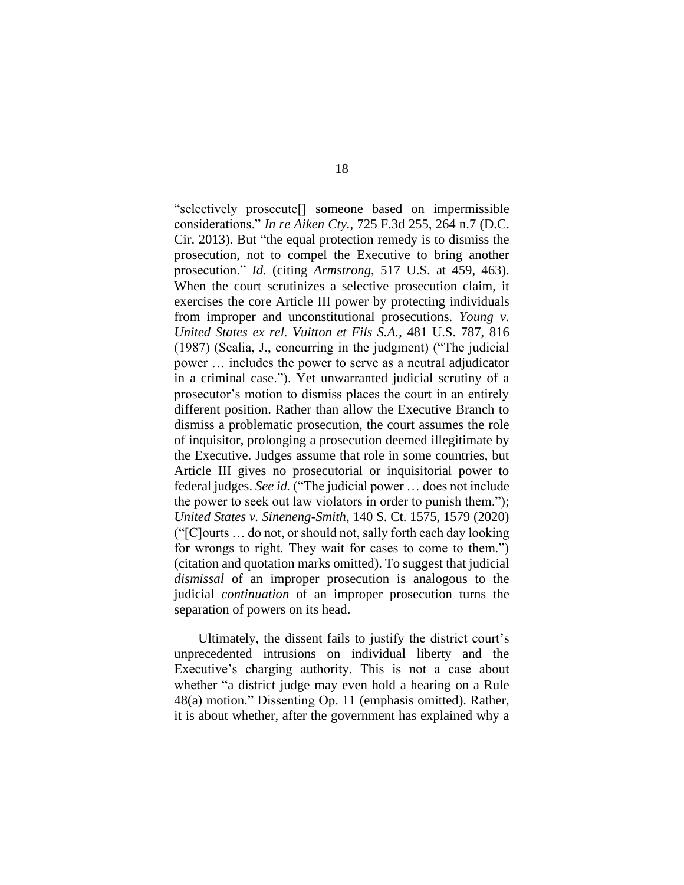"selectively prosecute[] someone based on impermissible considerations." *In re Aiken Cty.*, 725 F.3d 255, 264 n.7 (D.C. Cir. 2013). But "the equal protection remedy is to dismiss the prosecution, not to compel the Executive to bring another prosecution." *Id.* (citing *Armstrong*, 517 U.S. at 459, 463). When the court scrutinizes a selective prosecution claim, it exercises the core Article III power by protecting individuals from improper and unconstitutional prosecutions. *Young v. United States ex rel. Vuitton et Fils S.A.*, 481 U.S. 787, 816 (1987) (Scalia, J., concurring in the judgment) ("The judicial power … includes the power to serve as a neutral adjudicator in a criminal case."). Yet unwarranted judicial scrutiny of a prosecutor's motion to dismiss places the court in an entirely different position. Rather than allow the Executive Branch to dismiss a problematic prosecution, the court assumes the role of inquisitor, prolonging a prosecution deemed illegitimate by the Executive. Judges assume that role in some countries, but Article III gives no prosecutorial or inquisitorial power to federal judges. *See id.* ("The judicial power … does not include the power to seek out law violators in order to punish them."); *United States v. Sineneng-Smith*, 140 S. Ct. 1575, 1579 (2020) ("[C]ourts … do not, or should not, sally forth each day looking for wrongs to right. They wait for cases to come to them.") (citation and quotation marks omitted). To suggest that judicial *dismissal* of an improper prosecution is analogous to the judicial *continuation* of an improper prosecution turns the separation of powers on its head.

Ultimately, the dissent fails to justify the district court's unprecedented intrusions on individual liberty and the Executive's charging authority. This is not a case about whether "a district judge may even hold a hearing on a Rule 48(a) motion." Dissenting Op. 11 (emphasis omitted). Rather, it is about whether, after the government has explained why a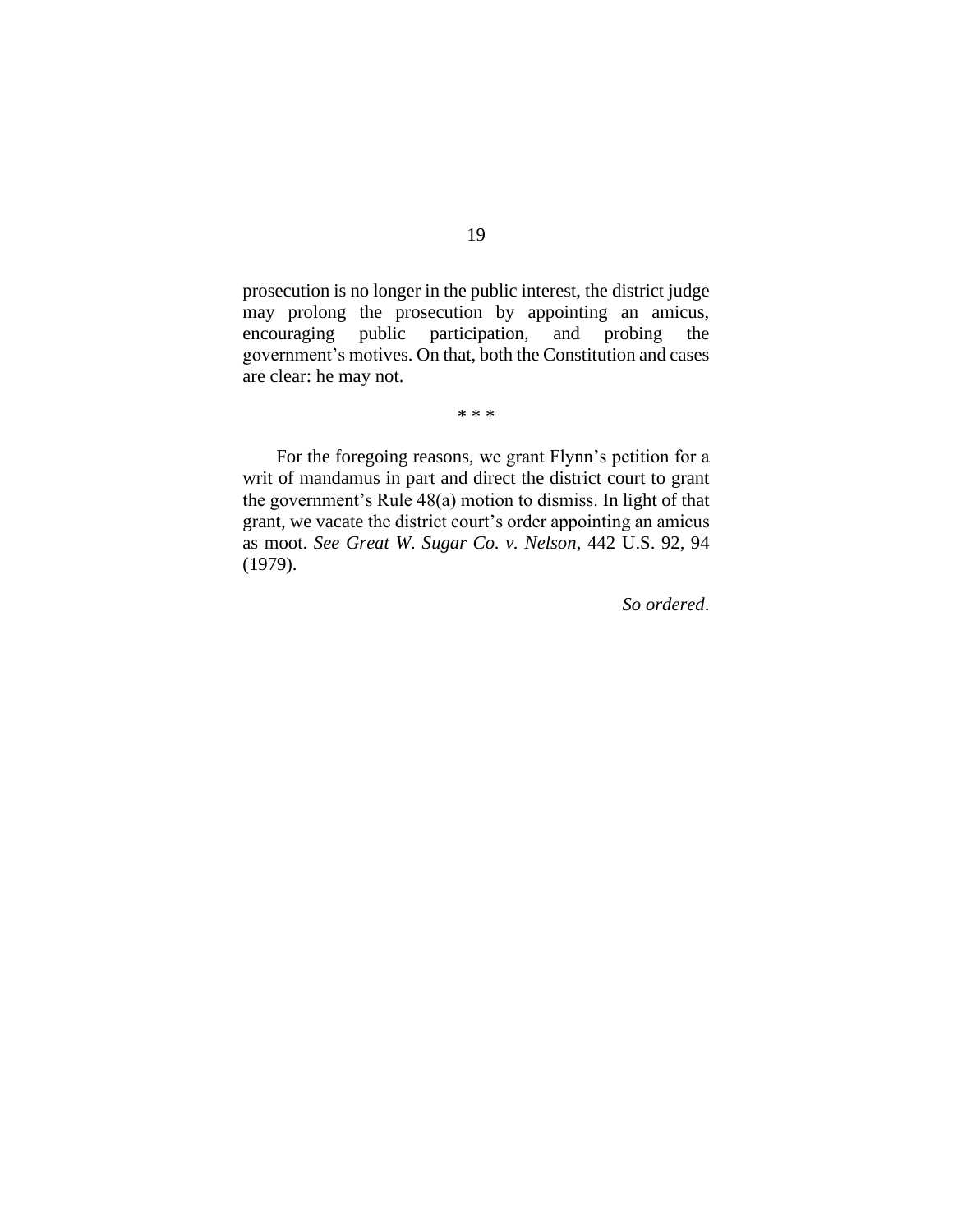prosecution is no longer in the public interest, the district judge may prolong the prosecution by appointing an amicus, encouraging public participation, and probing the government's motives. On that, both the Constitution and cases are clear: he may not.

\* \* \*

For the foregoing reasons, we grant Flynn's petition for a writ of mandamus in part and direct the district court to grant the government's Rule 48(a) motion to dismiss. In light of that grant, we vacate the district court's order appointing an amicus as moot. *See Great W. Sugar Co. v. Nelson*, 442 U.S. 92, 94 (1979).

*So ordered*.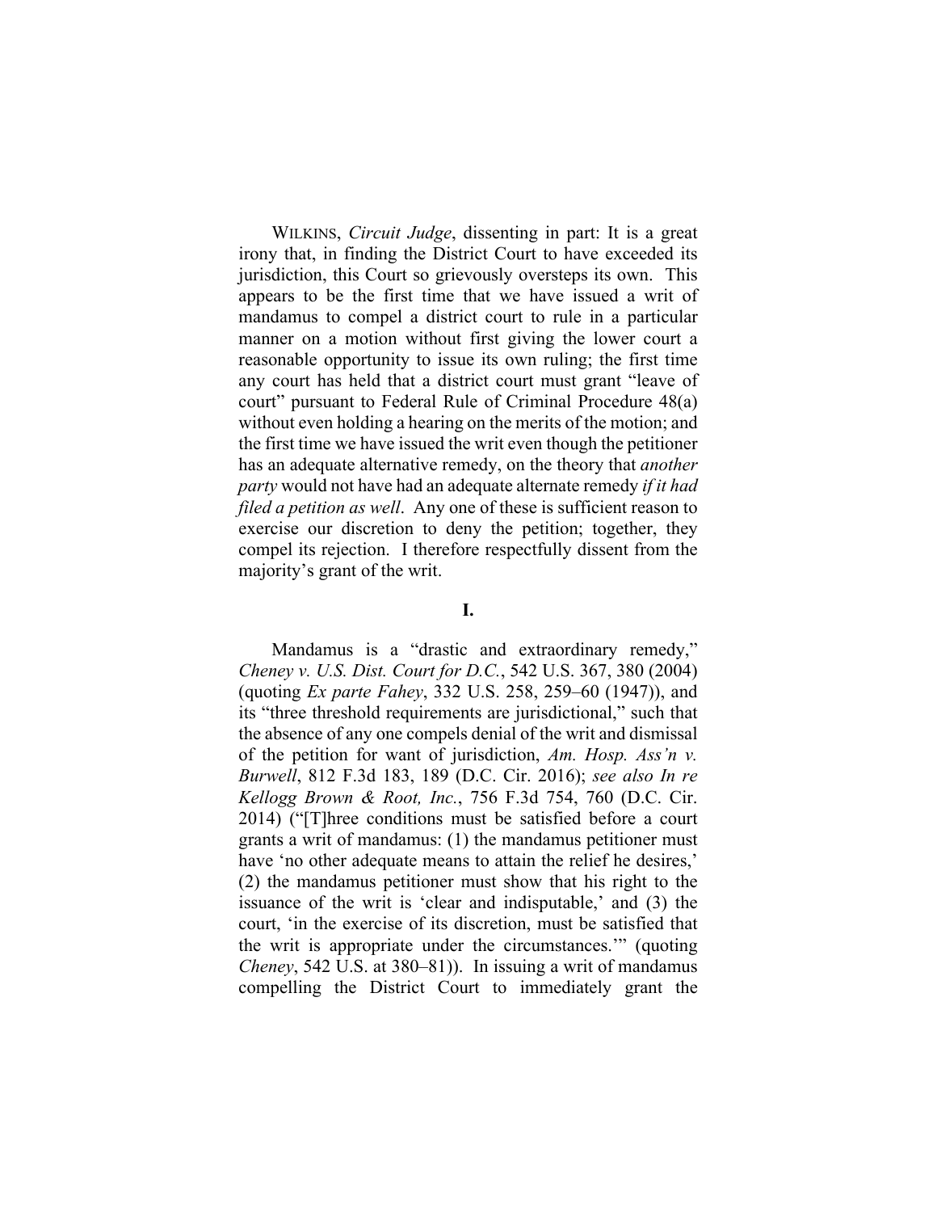WILKINS, *Circuit Judge*, dissenting in part: It is a great irony that, in finding the District Court to have exceeded its jurisdiction, this Court so grievously oversteps its own. This appears to be the first time that we have issued a writ of mandamus to compel a district court to rule in a particular manner on a motion without first giving the lower court a reasonable opportunity to issue its own ruling; the first time any court has held that a district court must grant "leave of court" pursuant to Federal Rule of Criminal Procedure 48(a) without even holding a hearing on the merits of the motion; and the first time we have issued the writ even though the petitioner has an adequate alternative remedy, on the theory that *another party* would not have had an adequate alternate remedy *if it had filed a petition as well*. Any one of these is sufficient reason to exercise our discretion to deny the petition; together, they compel its rejection. I therefore respectfully dissent from the majority's grant of the writ.

## I.

Mandamus is a "drastic and extraordinary remedy," *Cheney v. U.S. Dist. Court for D.C.*, 542 U.S. 367, 380 (2004) (quoting *Ex parte Fahey*, 332 U.S. 258, 259–60 (1947)), and its "three threshold requirements are jurisdictional," such that the absence of any one compels denial of the writ and dismissal of the petition for want of jurisdiction, *Am. Hosp. Ass'n v. Burwell*, 812 F.3d 183, 189 (D.C. Cir. 2016); *see also In re Kellogg Brown & Root, Inc.*, 756 F.3d 754, 760 (D.C. Cir. 2014) ("[T]hree conditions must be satisfied before a court grants a writ of mandamus: (1) the mandamus petitioner must have 'no other adequate means to attain the relief he desires,' (2) the mandamus petitioner must show that his right to the issuance of the writ is 'clear and indisputable,' and (3) the court, 'in the exercise of its discretion, must be satisfied that the writ is appropriate under the circumstances.'" (quoting *Cheney*, 542 U.S. at 380–81)). In issuing a writ of mandamus compelling the District Court to immediately grant the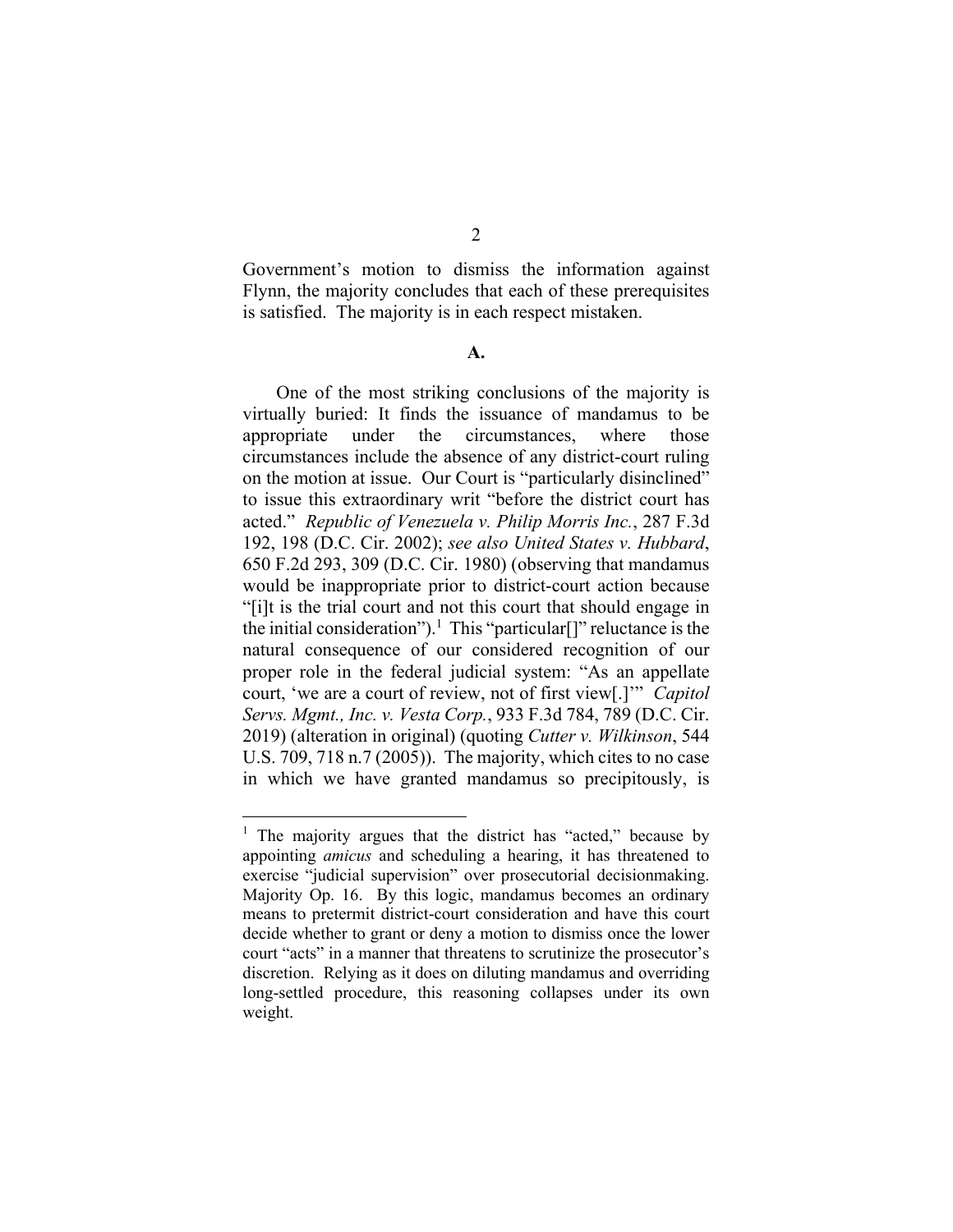Government's motion to dismiss the information against Flynn, the majority concludes that each of these prerequisites is satisfied. The majority is in each respect mistaken.

**A.**

One of the most striking conclusions of the majority is virtually buried: It finds the issuance of mandamus to be appropriate under the circumstances, where those circumstances include the absence of any district-court ruling on the motion at issue. Our Court is "particularly disinclined" to issue this extraordinary writ "before the district court has acted." *Republic of Venezuela v. Philip Morris Inc.*, 287 F.3d 192, 198 (D.C. Cir. 2002); *see also United States v. Hubbard*, 650 F.2d 293, 309 (D.C. Cir. 1980) (observing that mandamus would be inappropriate prior to district-court action because "[i]t is the trial court and not this court that should engage in the initial consideration").[1] This "particular[]" reluctance is the natural consequence of our considered recognition of our proper role in the federal judicial system: "As an appellate court, 'we are a court of review, not of first view[.]'" *Capitol Servs. Mgmt., Inc. v. Vesta Corp.*, 933 F.3d 784, 789 (D.C. Cir. 2019) (alteration in original) (quoting *Cutter v. Wilkinson*, 544 U.S. 709, 718 n.7 (2005)). The majority, which cites to no case in which we have granted mandamus so precipitously, is

[1] The majority argues that the district has "acted," because by appointing *amicus* and scheduling a hearing, it has threatened to exercise "judicial supervision" over prosecutorial decisionmaking. Majority Op. 16. By this logic, mandamus becomes an ordinary means to pretermit district-court consideration and have this court decide whether to grant or deny a motion to dismiss once the lower court "acts" in a manner that threatens to scrutinize the prosecutor's discretion. Relying as it does on diluting mandamus and overriding long-settled procedure, this reasoning collapses under its own weight.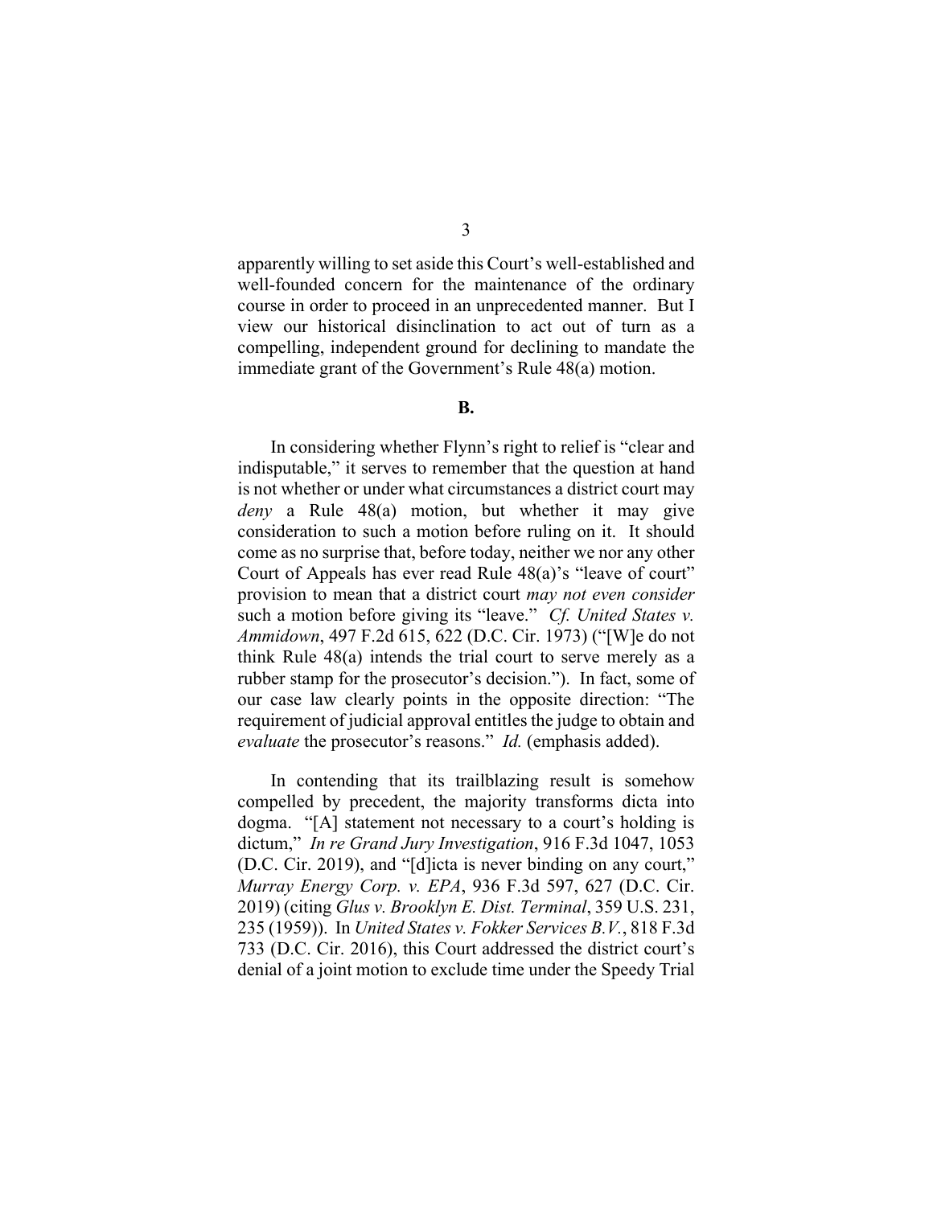apparently willing to set aside this Court's well-established and well-founded concern for the maintenance of the ordinary course in order to proceed in an unprecedented manner. But I view our historical disinclination to act out of turn as a compelling, independent ground for declining to mandate the immediate grant of the Government's Rule 48(a) motion.

**B.**

In considering whether Flynn's right to relief is "clear and indisputable," it serves to remember that the question at hand is not whether or under what circumstances a district court may *deny* a Rule 48(a) motion, but whether it may give consideration to such a motion before ruling on it. It should come as no surprise that, before today, neither we nor any other Court of Appeals has ever read Rule 48(a)'s "leave of court" provision to mean that a district court *may not even consider* such a motion before giving its "leave." *Cf. United States v. Ammidown*, 497 F.2d 615, 622 (D.C. Cir. 1973) ("[W]e do not think Rule 48(a) intends the trial court to serve merely as a rubber stamp for the prosecutor's decision."). In fact, some of our case law clearly points in the opposite direction: "The requirement of judicial approval entitles the judge to obtain and *evaluate* the prosecutor's reasons." *Id.* (emphasis added).

In contending that its trailblazing result is somehow compelled by precedent, the majority transforms dicta into dogma. "[A] statement not necessary to a court's holding is dictum," *In re Grand Jury Investigation*, 916 F.3d 1047, 1053 (D.C. Cir. 2019), and "[d]icta is never binding on any court," *Murray Energy Corp. v. EPA*, 936 F.3d 597, 627 (D.C. Cir. 2019) (citing *Glus v. Brooklyn E. Dist. Terminal*, 359 U.S. 231, 235 (1959)). In *United States v. Fokker Services B.V.*, 818 F.3d 733 (D.C. Cir. 2016), this Court addressed the district court's denial of a joint motion to exclude time under the Speedy Trial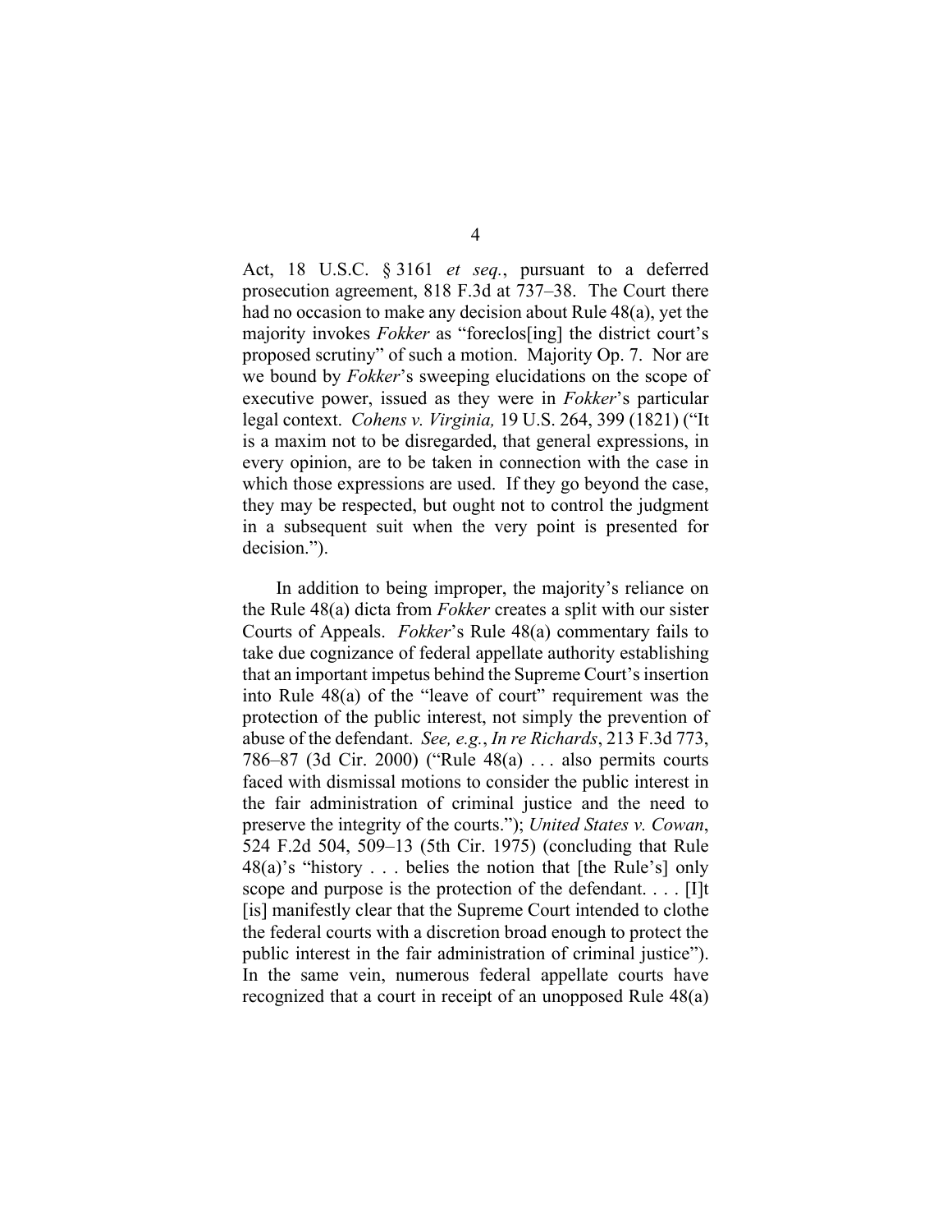Act, 18 U.S.C. § 3161 *et seq.*, pursuant to a deferred prosecution agreement, 818 F.3d at 737–38. The Court there had no occasion to make any decision about Rule 48(a), yet the majority invokes *Fokker* as "foreclos[ing] the district court's proposed scrutiny" of such a motion. Majority Op. 7. Nor are we bound by *Fokker*'s sweeping elucidations on the scope of executive power, issued as they were in *Fokker*'s particular legal context. *Cohens v. Virginia,* 19 U.S. 264, 399 (1821) ("It is a maxim not to be disregarded, that general expressions, in every opinion, are to be taken in connection with the case in which those expressions are used. If they go beyond the case, they may be respected, but ought not to control the judgment in a subsequent suit when the very point is presented for decision.").

In addition to being improper, the majority's reliance on the Rule 48(a) dicta from *Fokker* creates a split with our sister Courts of Appeals. *Fokker*'s Rule 48(a) commentary fails to take due cognizance of federal appellate authority establishing that an important impetus behind the Supreme Court's insertion into Rule 48(a) of the "leave of court" requirement was the protection of the public interest, not simply the prevention of abuse of the defendant. *See, e.g.*, *In re Richards*, 213 F.3d 773, 786–87 (3d Cir. 2000) ("Rule 48(a) . . . also permits courts faced with dismissal motions to consider the public interest in the fair administration of criminal justice and the need to preserve the integrity of the courts."); *United States v. Cowan*, 524 F.2d 504, 509–13 (5th Cir. 1975) (concluding that Rule 48(a)'s "history . . . belies the notion that [the Rule's] only scope and purpose is the protection of the defendant. . . . [I]t [is] manifestly clear that the Supreme Court intended to clothe the federal courts with a discretion broad enough to protect the public interest in the fair administration of criminal justice"). In the same vein, numerous federal appellate courts have recognized that a court in receipt of an unopposed Rule 48(a)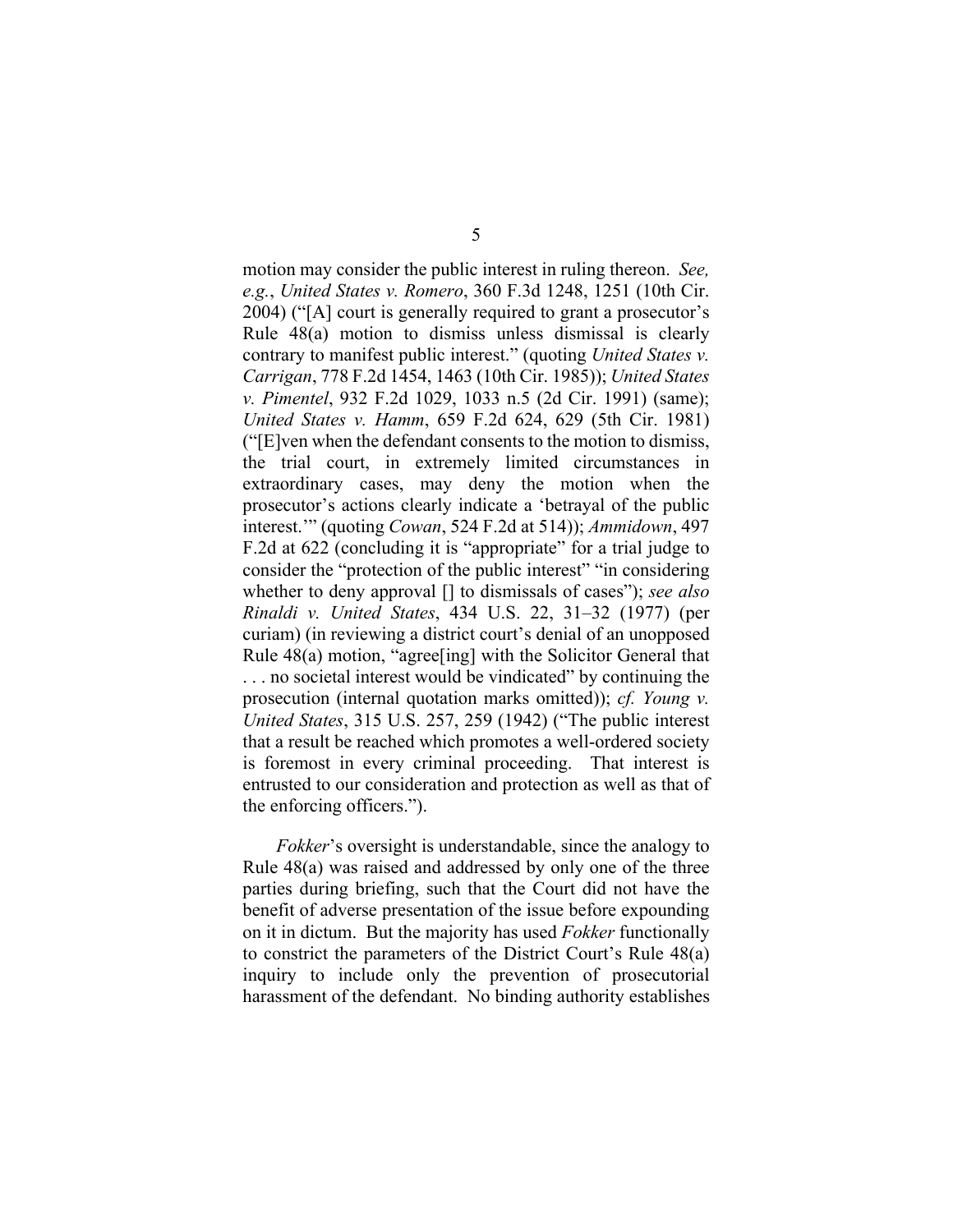motion may consider the public interest in ruling thereon. *See, e.g.*, *United States v. Romero*, 360 F.3d 1248, 1251 (10th Cir. 2004) ("[A] court is generally required to grant a prosecutor's Rule 48(a) motion to dismiss unless dismissal is clearly contrary to manifest public interest." (quoting *United States v. Carrigan*, 778 F.2d 1454, 1463 (10th Cir. 1985)); *United States v. Pimentel*, 932 F.2d 1029, 1033 n.5 (2d Cir. 1991) (same); *United States v. Hamm*, 659 F.2d 624, 629 (5th Cir. 1981) ("[E]ven when the defendant consents to the motion to dismiss, the trial court, in extremely limited circumstances in extraordinary cases, may deny the motion when the prosecutor's actions clearly indicate a 'betrayal of the public interest.'" (quoting *Cowan*, 524 F.2d at 514)); *Ammidown*, 497 F.2d at 622 (concluding it is "appropriate" for a trial judge to consider the "protection of the public interest" "in considering whether to deny approval [] to dismissals of cases"); *see also Rinaldi v. United States*, 434 U.S. 22, 31–32 (1977) (per curiam) (in reviewing a district court's denial of an unopposed Rule 48(a) motion, "agree[ing] with the Solicitor General that . . . no societal interest would be vindicated" by continuing the prosecution (internal quotation marks omitted)); *cf. Young v. United States*, 315 U.S. 257, 259 (1942) ("The public interest that a result be reached which promotes a well-ordered society is foremost in every criminal proceeding. That interest is entrusted to our consideration and protection as well as that of the enforcing officers.").

*Fokker*'s oversight is understandable, since the analogy to Rule 48(a) was raised and addressed by only one of the three parties during briefing, such that the Court did not have the benefit of adverse presentation of the issue before expounding on it in dictum. But the majority has used *Fokker* functionally to constrict the parameters of the District Court's Rule 48(a) inquiry to include only the prevention of prosecutorial harassment of the defendant. No binding authority establishes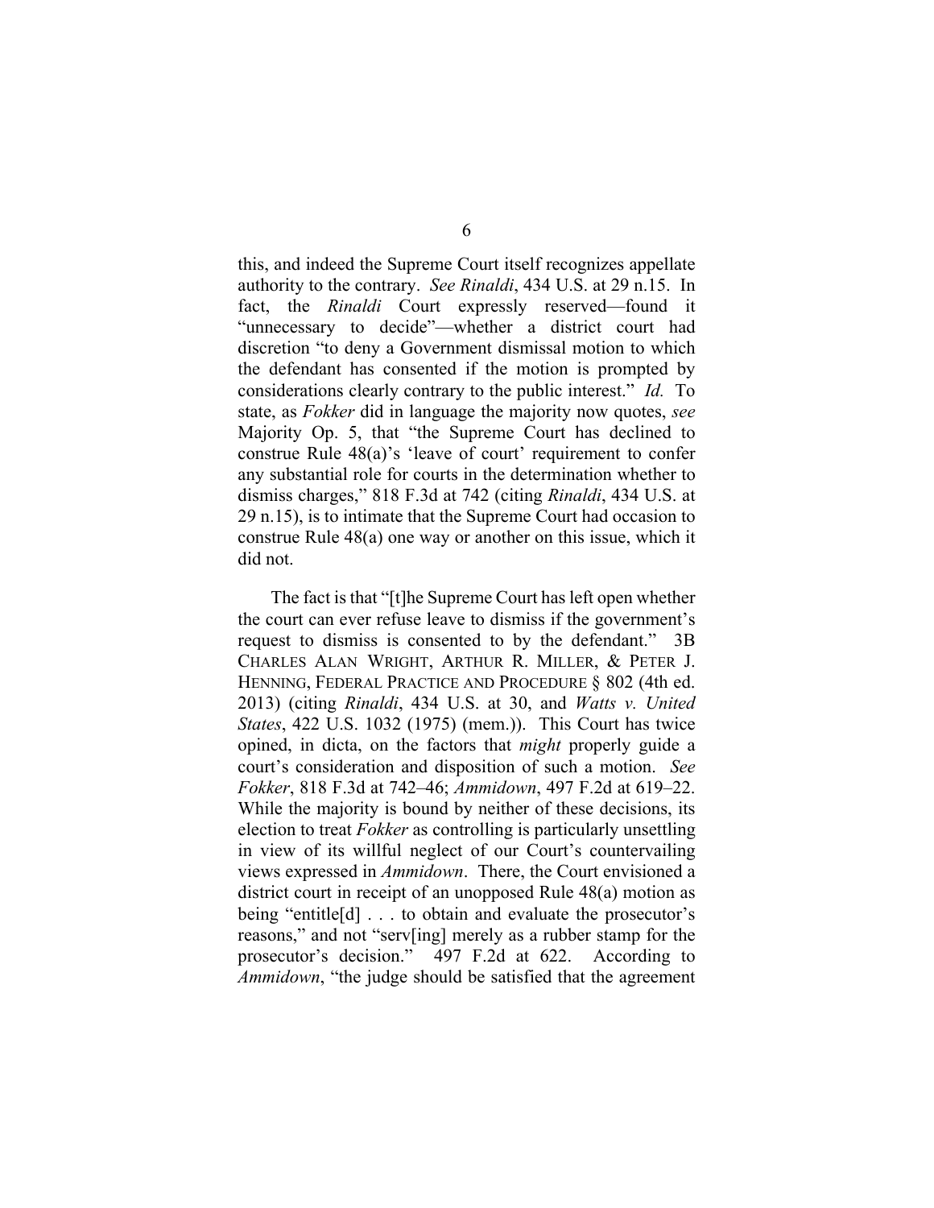this, and indeed the Supreme Court itself recognizes appellate authority to the contrary. *See Rinaldi*, 434 U.S. at 29 n.15. In fact, the *Rinaldi* Court expressly reserved—found it "unnecessary to decide"—whether a district court had discretion "to deny a Government dismissal motion to which the defendant has consented if the motion is prompted by considerations clearly contrary to the public interest." *Id.* To state, as *Fokker* did in language the majority now quotes, *see* Majority Op. 5, that "the Supreme Court has declined to construe Rule 48(a)'s 'leave of court' requirement to confer any substantial role for courts in the determination whether to dismiss charges," 818 F.3d at 742 (citing *Rinaldi*, 434 U.S. at 29 n.15), is to intimate that the Supreme Court had occasion to construe Rule 48(a) one way or another on this issue, which it did not.

The fact is that "[t]he Supreme Court has left open whether the court can ever refuse leave to dismiss if the government's request to dismiss is consented to by the defendant." 3B CHARLES ALAN WRIGHT, ARTHUR R. MILLER, & PETER J. HENNING, FEDERAL PRACTICE AND PROCEDURE § 802 (4th ed. 2013) (citing *Rinaldi*, 434 U.S. at 30, and *Watts v. United States*, 422 U.S. 1032 (1975) (mem.)). This Court has twice opined, in dicta, on the factors that *might* properly guide a court's consideration and disposition of such a motion. *See Fokker*, 818 F.3d at 742–46; *Ammidown*, 497 F.2d at 619–22. While the majority is bound by neither of these decisions, its election to treat *Fokker* as controlling is particularly unsettling in view of its willful neglect of our Court's countervailing views expressed in *Ammidown*. There, the Court envisioned a district court in receipt of an unopposed Rule 48(a) motion as being "entitle[d] . . . to obtain and evaluate the prosecutor's reasons," and not "serv[ing] merely as a rubber stamp for the prosecutor's decision." 497 F.2d at 622. According to *Ammidown*, "the judge should be satisfied that the agreement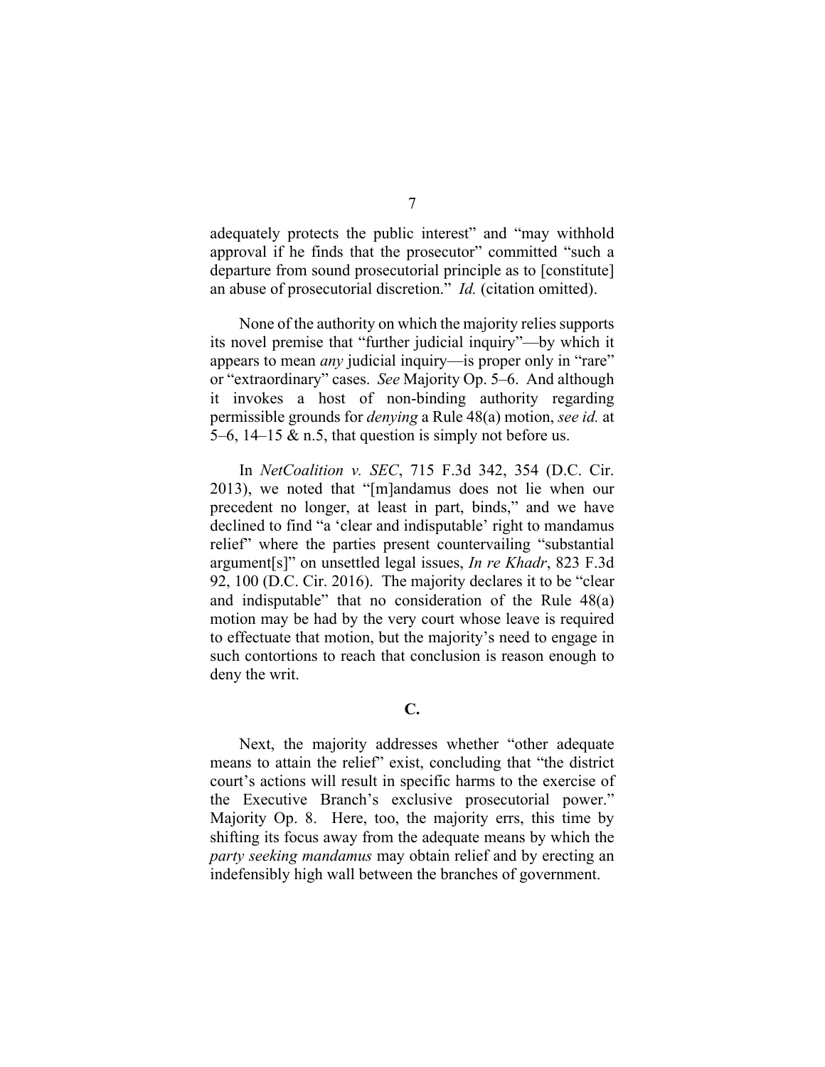adequately protects the public interest" and "may withhold approval if he finds that the prosecutor" committed "such a departure from sound prosecutorial principle as to [constitute] an abuse of prosecutorial discretion." *Id.* (citation omitted).

None of the authority on which the majority relies supports its novel premise that "further judicial inquiry"—by which it appears to mean *any* judicial inquiry—is proper only in "rare" or "extraordinary" cases. *See* Majority Op. 5–6. And although it invokes a host of non-binding authority regarding permissible grounds for *denying* a Rule 48(a) motion, *see id.* at 5–6, 14–15 & n.5, that question is simply not before us.

In *NetCoalition v. SEC*, 715 F.3d 342, 354 (D.C. Cir. 2013), we noted that "[m]andamus does not lie when our precedent no longer, at least in part, binds," and we have declined to find "a 'clear and indisputable' right to mandamus relief" where the parties present countervailing "substantial argument[s]" on unsettled legal issues, *In re Khadr*, 823 F.3d 92, 100 (D.C. Cir. 2016). The majority declares it to be "clear and indisputable" that no consideration of the Rule 48(a) motion may be had by the very court whose leave is required to effectuate that motion, but the majority's need to engage in such contortions to reach that conclusion is reason enough to deny the writ.

## C.

Next, the majority addresses whether "other adequate means to attain the relief" exist, concluding that "the district court's actions will result in specific harms to the exercise of the Executive Branch's exclusive prosecutorial power." Majority Op. 8. Here, too, the majority errs, this time by shifting its focus away from the adequate means by which the *party seeking mandamus* may obtain relief and by erecting an indefensibly high wall between the branches of government.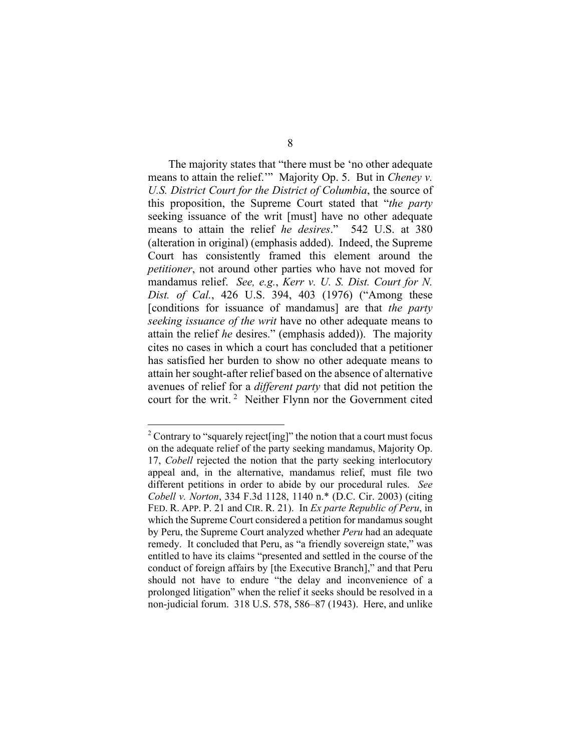The majority states that "there must be 'no other adequate means to attain the relief.'" Majority Op. 5. But in *Cheney v. U.S. District Court for the District of Columbia*, the source of this proposition, the Supreme Court stated that "*the party* seeking issuance of the writ [must] have no other adequate means to attain the relief *he desires*." 542 U.S. at 380 (alteration in original) (emphasis added). Indeed, the Supreme Court has consistently framed this element around the *petitioner*, not around other parties who have not moved for mandamus relief. *See, e.g.*, *Kerr v. U. S. Dist. Court for N. Dist. of Cal.*, 426 U.S. 394, 403 (1976) ("Among these [conditions for issuance of mandamus] are that *the party seeking issuance of the writ* have no other adequate means to attain the relief *he* desires." (emphasis added)). The majority cites no cases in which a court has concluded that a petitioner has satisfied her burden to show no other adequate means to attain her sought-after relief based on the absence of alternative avenues of relief for a *different party* that did not petition the court for the writ.[2] Neither Flynn nor the Government cited

[2] Contrary to "squarely reject[ing]" the notion that a court must focus on the adequate relief of the party seeking mandamus, Majority Op. 17, *Cobell* rejected the notion that the party seeking interlocutory appeal and, in the alternative, mandamus relief, must file two different petitions in order to abide by our procedural rules. *See Cobell v. Norton*, 334 F.3d 1128, 1140 n.* (D.C. Cir. 2003) (citing FED. R. APP. P. 21 and CIR. R. 21). In *Ex parte Republic of Peru*, in which the Supreme Court considered a petition for mandamus sought by Peru, the Supreme Court analyzed whether *Peru* had an adequate remedy. It concluded that Peru, as "a friendly sovereign state," was entitled to have its claims "presented and settled in the course of the conduct of foreign affairs by [the Executive Branch]," and that Peru should not have to endure "the delay and inconvenience of a prolonged litigation" when the relief it seeks should be resolved in a non-judicial forum. 318 U.S. 578, 586–87 (1943). Here, and unlike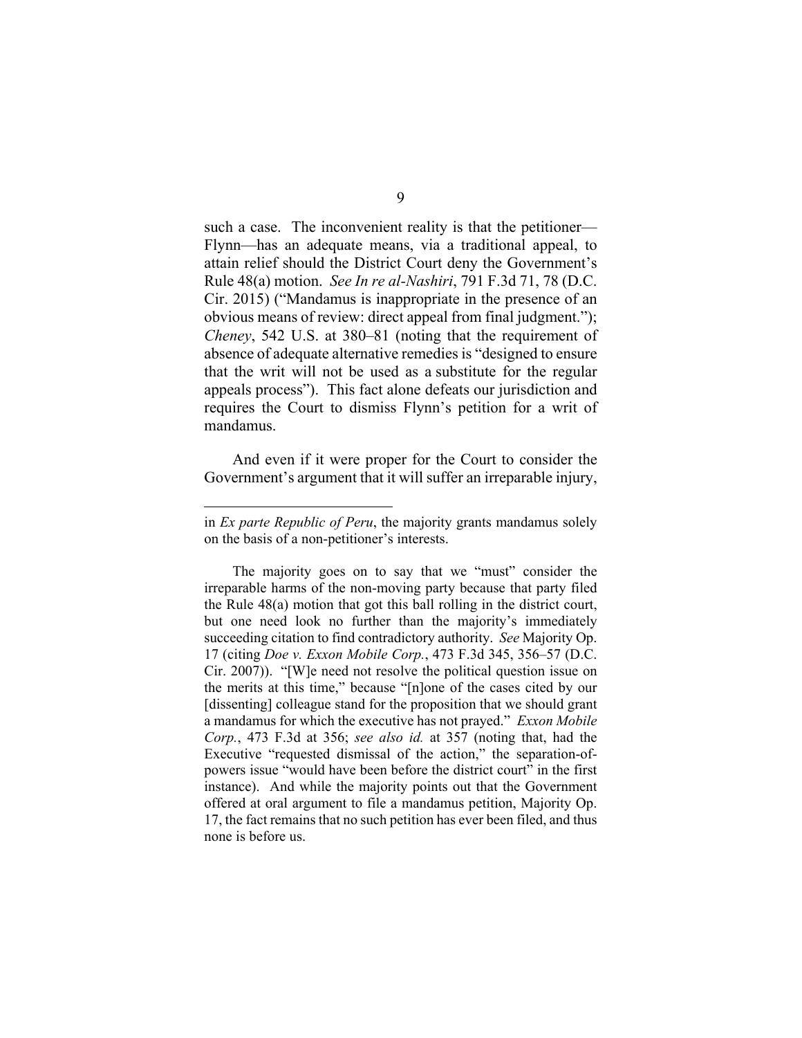such a case. The inconvenient reality is that the petitioner—Flynn—has an adequate means, via a traditional appeal, to attain relief should the District Court deny the Government's Rule 48(a) motion. *See In re al-Nashiri*, 791 F.3d 71, 78 (D.C. Cir. 2015) ("Mandamus is inappropriate in the presence of an obvious means of review: direct appeal from final judgment."); *Cheney*, 542 U.S. at 380–81 (noting that the requirement of absence of adequate alternative remedies is "designed to ensure that the writ will not be used as a substitute for the regular appeals process"). This fact alone defeats our jurisdiction and requires the Court to dismiss Flynn's petition for a writ of mandamus.

And even if it were proper for the Court to consider the Government's argument that it will suffer an irreparable injury,

---

in *Ex parte Republic of Peru*, the majority grants mandamus solely on the basis of a non-petitioner's interests.

The majority goes on to say that we "must" consider the irreparable harms of the non-moving party because that party filed the Rule 48(a) motion that got this ball rolling in the district court, but one need look no further than the majority's immediately succeeding citation to find contradictory authority. *See* Majority Op. 17 (citing *Doe v. Exxon Mobile Corp.*, 473 F.3d 345, 356–57 (D.C. Cir. 2007)). "[W]e need not resolve the political question issue on the merits at this time," because "[n]one of the cases cited by our [dissenting] colleague stand for the proposition that we should grant a mandamus for which the executive has not prayed." *Exxon Mobile Corp.*, 473 F.3d at 356; *see also id.* at 357 (noting that, had the Executive "requested dismissal of the action," the separation-of-powers issue "would have been before the district court" in the first instance). And while the majority points out that the Government offered at oral argument to file a mandamus petition, Majority Op. 17, the fact remains that no such petition has ever been filed, and thus none is before us.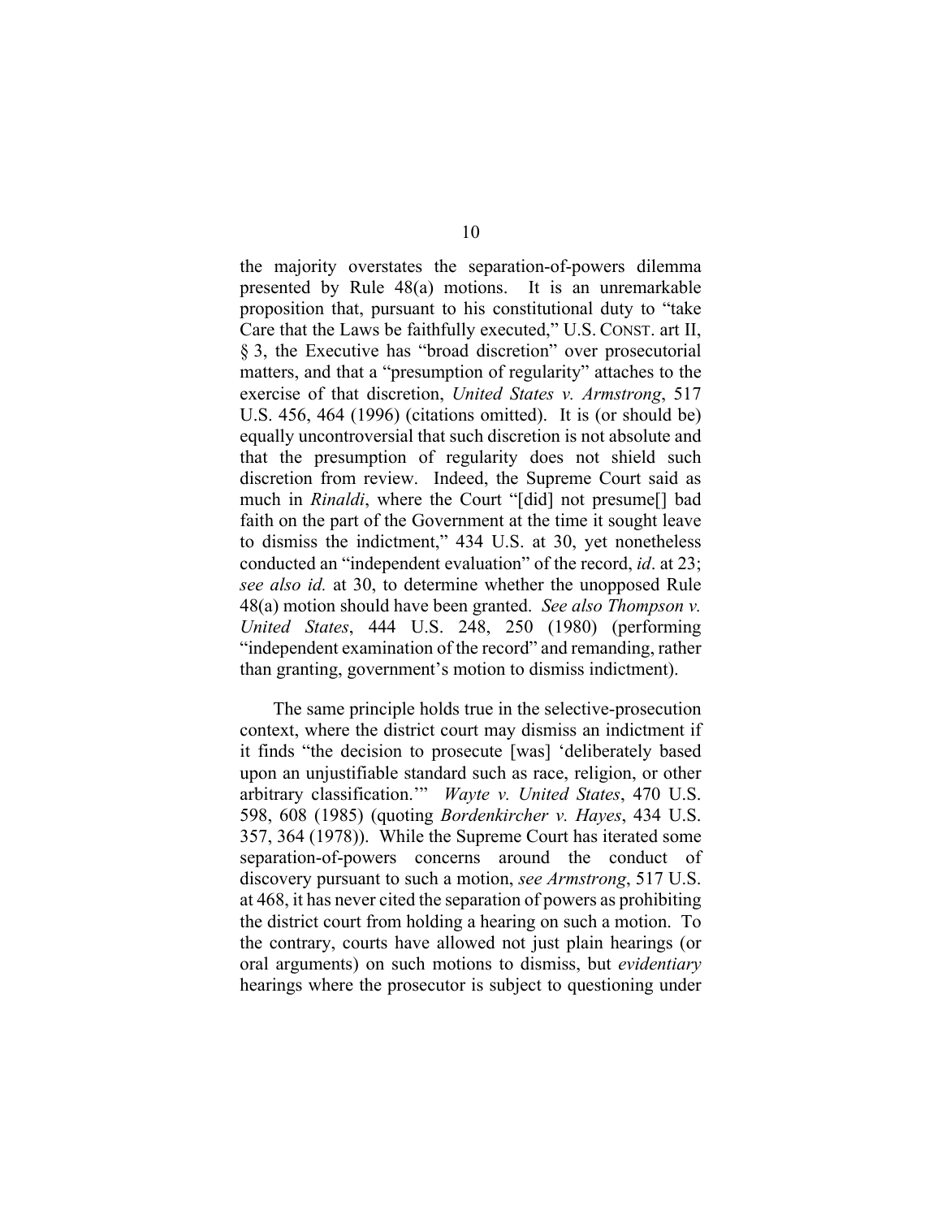the majority overstates the separation-of-powers dilemma presented by Rule 48(a) motions. It is an unremarkable proposition that, pursuant to his constitutional duty to "take Care that the Laws be faithfully executed," U.S. CONST. art II, § 3, the Executive has "broad discretion" over prosecutorial matters, and that a "presumption of regularity" attaches to the exercise of that discretion, *United States v. Armstrong*, 517 U.S. 456, 464 (1996) (citations omitted). It is (or should be) equally uncontroversial that such discretion is not absolute and that the presumption of regularity does not shield such discretion from review. Indeed, the Supreme Court said as much in *Rinaldi*, where the Court "[did] not presume[] bad faith on the part of the Government at the time it sought leave to dismiss the indictment," 434 U.S. at 30, yet nonetheless conducted an "independent evaluation" of the record, *id*. at 23; *see also id.* at 30, to determine whether the unopposed Rule 48(a) motion should have been granted. *See also Thompson v. United States*, 444 U.S. 248, 250 (1980) (performing "independent examination of the record" and remanding, rather than granting, government's motion to dismiss indictment).

The same principle holds true in the selective-prosecution context, where the district court may dismiss an indictment if it finds "the decision to prosecute [was] 'deliberately based upon an unjustifiable standard such as race, religion, or other arbitrary classification.'" *Wayte v. United States*, 470 U.S. 598, 608 (1985) (quoting *Bordenkircher v. Hayes*, 434 U.S. 357, 364 (1978)). While the Supreme Court has iterated some separation-of-powers concerns around the conduct of discovery pursuant to such a motion, *see Armstrong*, 517 U.S. at 468, it has never cited the separation of powers as prohibiting the district court from holding a hearing on such a motion. To the contrary, courts have allowed not just plain hearings (or oral arguments) on such motions to dismiss, but *evidentiary* hearings where the prosecutor is subject to questioning under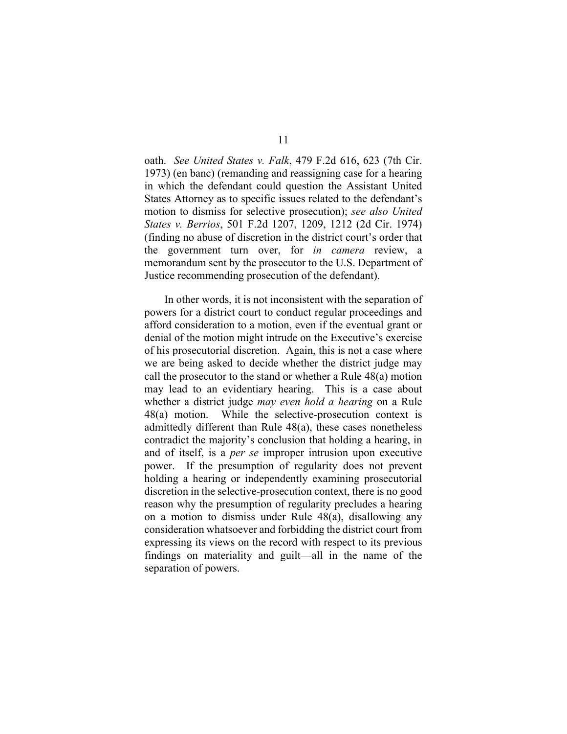oath. *See United States v. Falk*, 479 F.2d 616, 623 (7th Cir. 1973) (en banc) (remanding and reassigning case for a hearing in which the defendant could question the Assistant United States Attorney as to specific issues related to the defendant's motion to dismiss for selective prosecution); *see also United States v. Berrios*, 501 F.2d 1207, 1209, 1212 (2d Cir. 1974) (finding no abuse of discretion in the district court's order that the government turn over, for *in camera* review, a memorandum sent by the prosecutor to the U.S. Department of Justice recommending prosecution of the defendant).

In other words, it is not inconsistent with the separation of powers for a district court to conduct regular proceedings and afford consideration to a motion, even if the eventual grant or denial of the motion might intrude on the Executive's exercise of his prosecutorial discretion. Again, this is not a case where we are being asked to decide whether the district judge may call the prosecutor to the stand or whether a Rule 48(a) motion may lead to an evidentiary hearing. This is a case about whether a district judge *may even hold a hearing* on a Rule 48(a) motion. While the selective-prosecution context is admittedly different than Rule 48(a), these cases nonetheless contradict the majority's conclusion that holding a hearing, in and of itself, is a *per se* improper intrusion upon executive power. If the presumption of regularity does not prevent holding a hearing or independently examining prosecutorial discretion in the selective-prosecution context, there is no good reason why the presumption of regularity precludes a hearing on a motion to dismiss under Rule 48(a), disallowing any consideration whatsoever and forbidding the district court from expressing its views on the record with respect to its previous findings on materiality and guilt—all in the name of the separation of powers.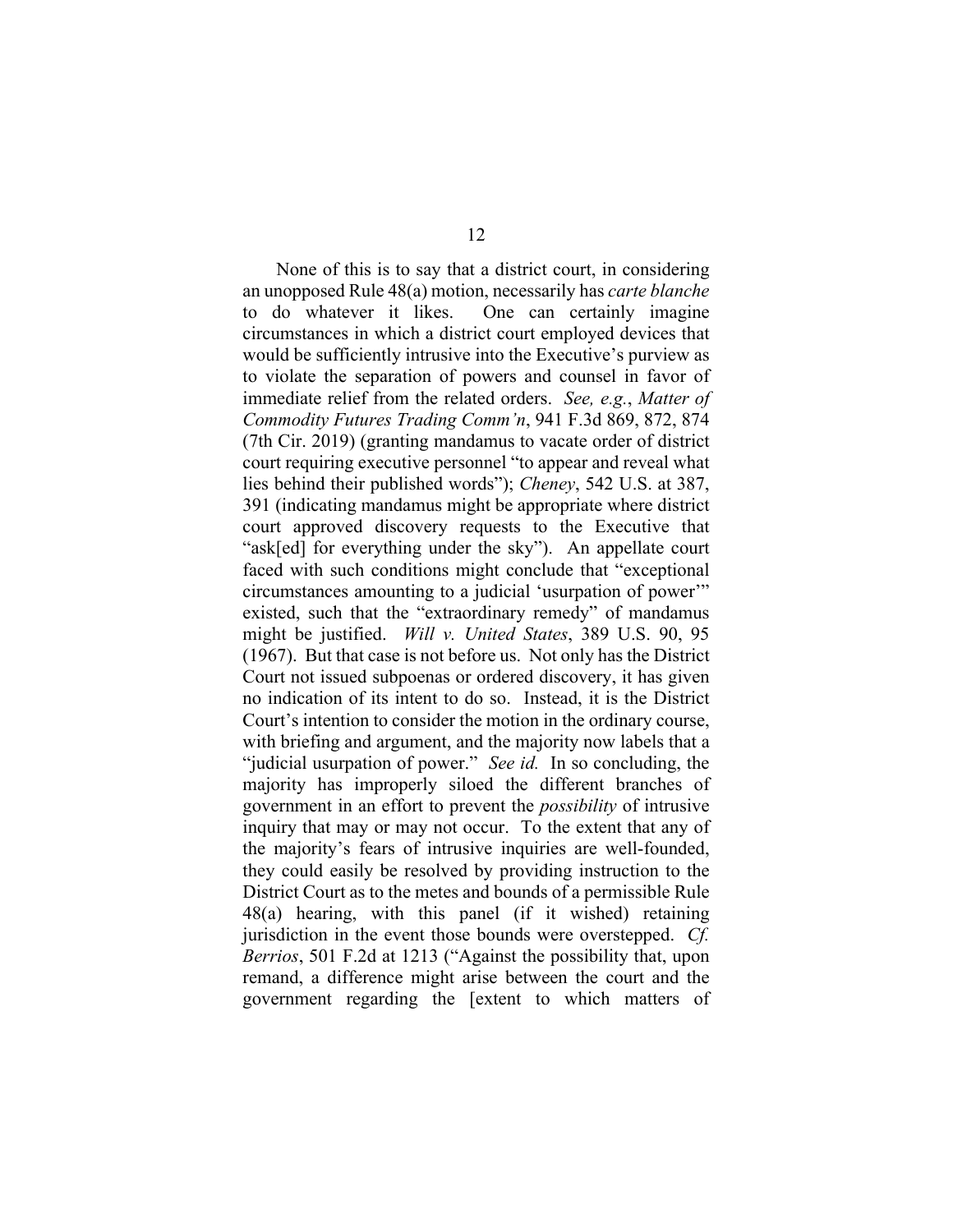None of this is to say that a district court, in considering an unopposed Rule 48(a) motion, necessarily has *carte blanche* to do whatever it likes. One can certainly imagine circumstances in which a district court employed devices that would be sufficiently intrusive into the Executive's purview as to violate the separation of powers and counsel in favor of immediate relief from the related orders. *See, e.g.*, *Matter of Commodity Futures Trading Comm'n*, 941 F.3d 869, 872, 874 (7th Cir. 2019) (granting mandamus to vacate order of district court requiring executive personnel "to appear and reveal what lies behind their published words"); *Cheney*, 542 U.S. at 387, 391 (indicating mandamus might be appropriate where district court approved discovery requests to the Executive that "ask[ed] for everything under the sky"). An appellate court faced with such conditions might conclude that "exceptional circumstances amounting to a judicial 'usurpation of power'" existed, such that the "extraordinary remedy" of mandamus might be justified. *Will v. United States*, 389 U.S. 90, 95 (1967). But that case is not before us. Not only has the District Court not issued subpoenas or ordered discovery, it has given no indication of its intent to do so. Instead, it is the District Court's intention to consider the motion in the ordinary course, with briefing and argument, and the majority now labels that a "judicial usurpation of power." *See id.* In so concluding, the majority has improperly siloed the different branches of government in an effort to prevent the *possibility* of intrusive inquiry that may or may not occur. To the extent that any of the majority's fears of intrusive inquiries are well-founded, they could easily be resolved by providing instruction to the District Court as to the metes and bounds of a permissible Rule 48(a) hearing, with this panel (if it wished) retaining jurisdiction in the event those bounds were overstepped. *Cf. Berrios*, 501 F.2d at 1213 ("Against the possibility that, upon remand, a difference might arise between the court and the government regarding the [extent to which matters of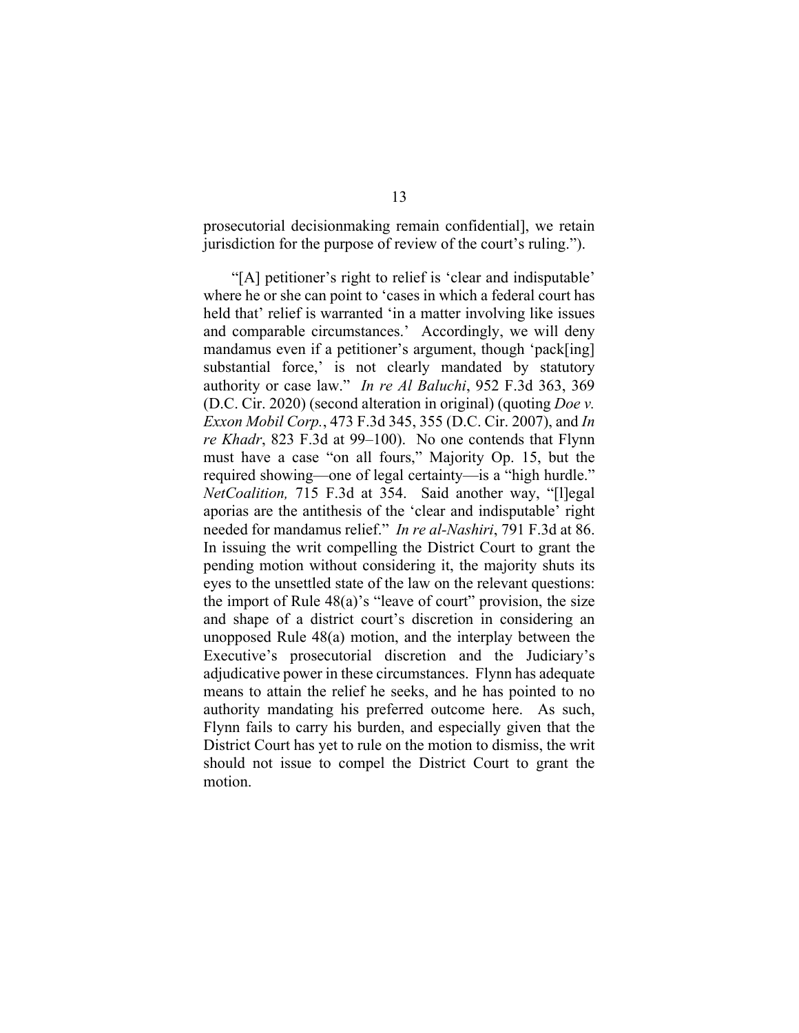prosecutorial decisionmaking remain confidential], we retain jurisdiction for the purpose of review of the court's ruling.").

"[A] petitioner's right to relief is 'clear and indisputable' where he or she can point to 'cases in which a federal court has held that' relief is warranted 'in a matter involving like issues and comparable circumstances.' Accordingly, we will deny mandamus even if a petitioner's argument, though 'pack[ing] substantial force,' is not clearly mandated by statutory authority or case law." *In re Al Baluchi*, 952 F.3d 363, 369 (D.C. Cir. 2020) (second alteration in original) (quoting *Doe v. Exxon Mobil Corp.*, 473 F.3d 345, 355 (D.C. Cir. 2007), and *In re Khadr*, 823 F.3d at 99–100). No one contends that Flynn must have a case "on all fours," Majority Op. 15, but the required showing—one of legal certainty—is a "high hurdle." *NetCoalition,* 715 F.3d at 354. Said another way, "[l]egal aporias are the antithesis of the 'clear and indisputable' right needed for mandamus relief." *In re al-Nashiri*, 791 F.3d at 86. In issuing the writ compelling the District Court to grant the pending motion without considering it, the majority shuts its eyes to the unsettled state of the law on the relevant questions: the import of Rule 48(a)'s "leave of court" provision, the size and shape of a district court's discretion in considering an unopposed Rule 48(a) motion, and the interplay between the Executive's prosecutorial discretion and the Judiciary's adjudicative power in these circumstances. Flynn has adequate means to attain the relief he seeks, and he has pointed to no authority mandating his preferred outcome here. As such, Flynn fails to carry his burden, and especially given that the District Court has yet to rule on the motion to dismiss, the writ should not issue to compel the District Court to grant the motion.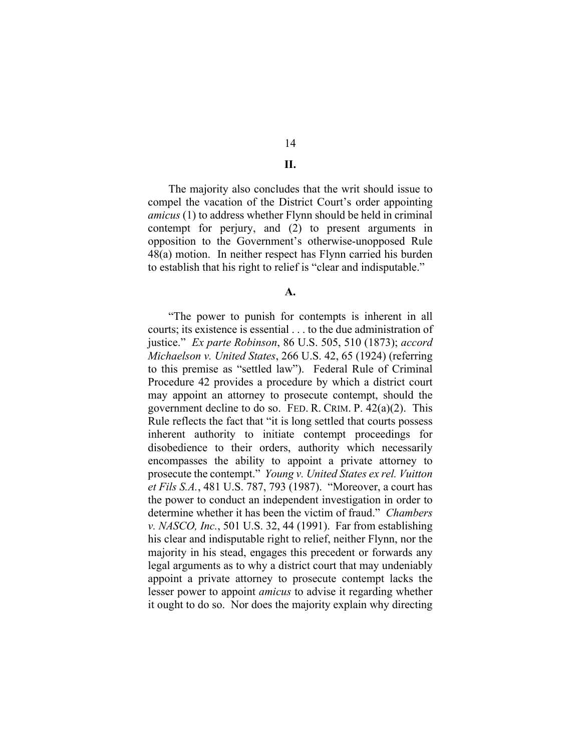## II.

The majority also concludes that the writ should issue to compel the vacation of the District Court's order appointing *amicus* (1) to address whether Flynn should be held in criminal contempt for perjury, and (2) to present arguments in opposition to the Government's otherwise-unopposed Rule 48(a) motion. In neither respect has Flynn carried his burden to establish that his right to relief is "clear and indisputable."

### A.

"The power to punish for contempts is inherent in all courts; its existence is essential . . . to the due administration of justice." *Ex parte Robinson*, 86 U.S. 505, 510 (1873); *accord Michaelson v. United States*, 266 U.S. 42, 65 (1924) (referring to this premise as "settled law"). Federal Rule of Criminal Procedure 42 provides a procedure by which a district court may appoint an attorney to prosecute contempt, should the government decline to do so. FED. R. CRIM. P. 42(a)(2). This Rule reflects the fact that "it is long settled that courts possess inherent authority to initiate contempt proceedings for disobedience to their orders, authority which necessarily encompasses the ability to appoint a private attorney to prosecute the contempt." *Young v. United States ex rel. Vuitton et Fils S.A.*, 481 U.S. 787, 793 (1987). "Moreover, a court has the power to conduct an independent investigation in order to determine whether it has been the victim of fraud." *Chambers v. NASCO, Inc.*, 501 U.S. 32, 44 (1991). Far from establishing his clear and indisputable right to relief, neither Flynn, nor the majority in his stead, engages this precedent or forwards any legal arguments as to why a district court that may undeniably appoint a private attorney to prosecute contempt lacks the lesser power to appoint *amicus* to advise it regarding whether it ought to do so. Nor does the majority explain why directing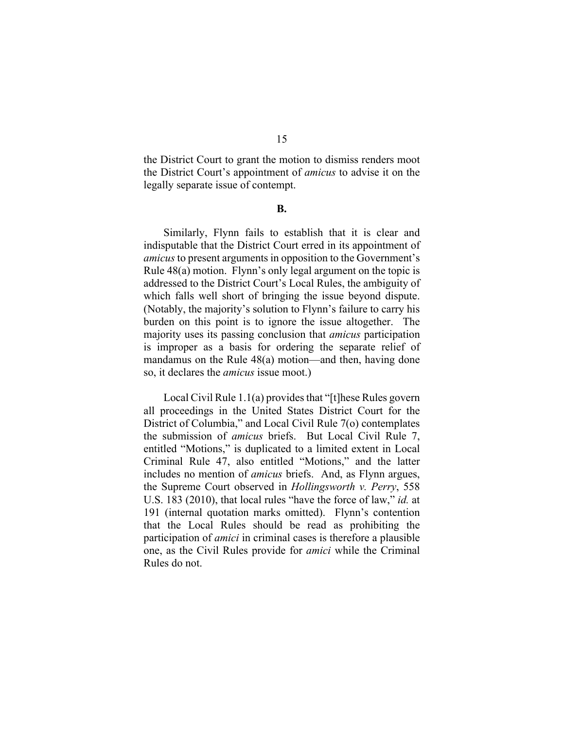the District Court to grant the motion to dismiss renders moot the District Court's appointment of *amicus* to advise it on the legally separate issue of contempt.

**B.**

Similarly, Flynn fails to establish that it is clear and indisputable that the District Court erred in its appointment of *amicus* to present arguments in opposition to the Government's Rule 48(a) motion. Flynn's only legal argument on the topic is addressed to the District Court's Local Rules, the ambiguity of which falls well short of bringing the issue beyond dispute. (Notably, the majority's solution to Flynn's failure to carry his burden on this point is to ignore the issue altogether. The majority uses its passing conclusion that *amicus* participation is improper as a basis for ordering the separate relief of mandamus on the Rule 48(a) motion—and then, having done so, it declares the *amicus* issue moot.)

Local Civil Rule 1.1(a) provides that "[t]hese Rules govern all proceedings in the United States District Court for the District of Columbia," and Local Civil Rule 7(o) contemplates the submission of *amicus* briefs. But Local Civil Rule 7, entitled "Motions," is duplicated to a limited extent in Local Criminal Rule 47, also entitled "Motions," and the latter includes no mention of *amicus* briefs. And, as Flynn argues, the Supreme Court observed in *Hollingsworth v. Perry*, 558 U.S. 183 (2010), that local rules "have the force of law," *id.* at 191 (internal quotation marks omitted). Flynn's contention that the Local Rules should be read as prohibiting the participation of *amici* in criminal cases is therefore a plausible one, as the Civil Rules provide for *amici* while the Criminal Rules do not.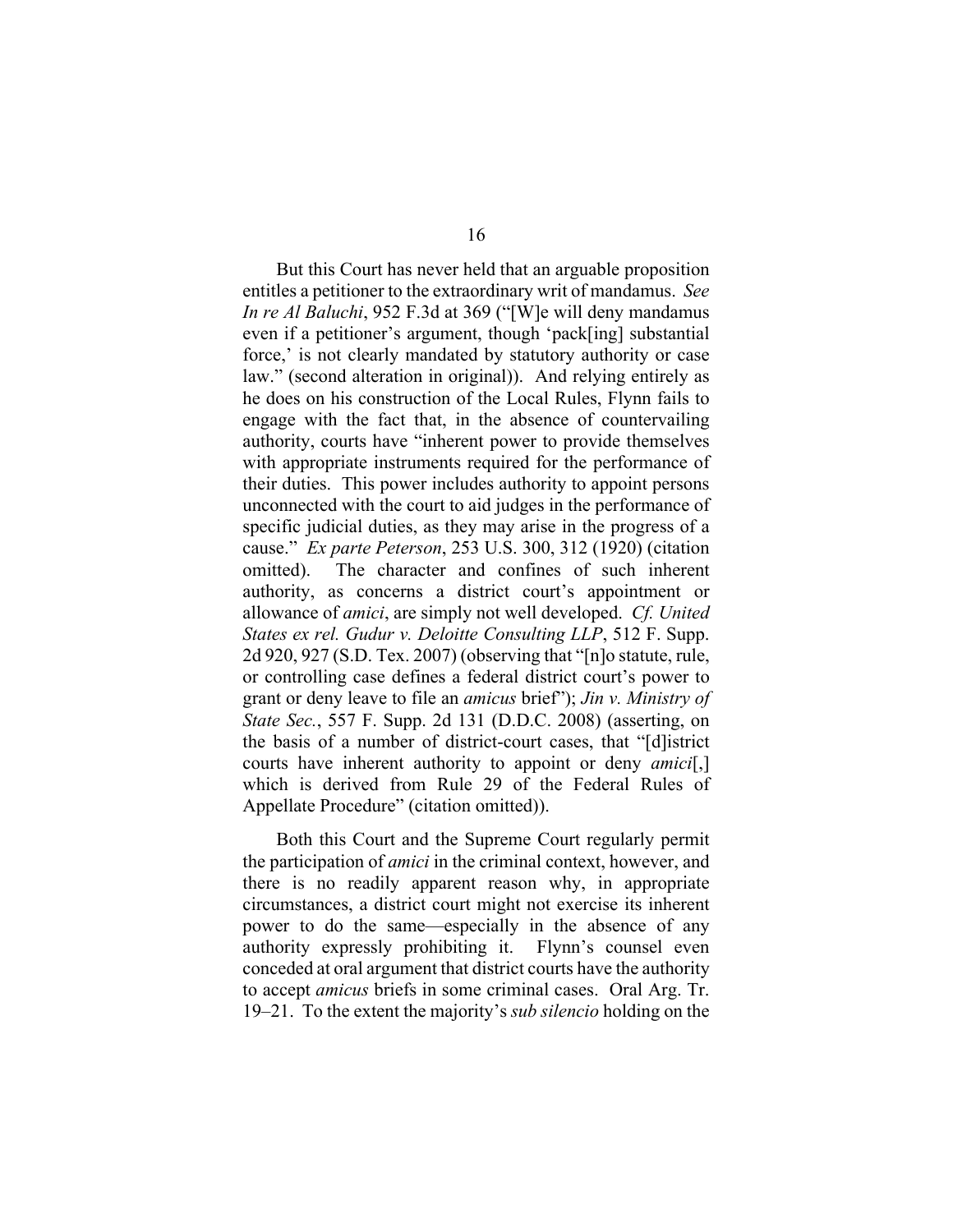But this Court has never held that an arguable proposition entitles a petitioner to the extraordinary writ of mandamus. *See In re Al Baluchi*, 952 F.3d at 369 ("[W]e will deny mandamus even if a petitioner's argument, though 'pack[ing] substantial force,' is not clearly mandated by statutory authority or case law." (second alteration in original)). And relying entirely as he does on his construction of the Local Rules, Flynn fails to engage with the fact that, in the absence of countervailing authority, courts have "inherent power to provide themselves with appropriate instruments required for the performance of their duties. This power includes authority to appoint persons unconnected with the court to aid judges in the performance of specific judicial duties, as they may arise in the progress of a cause." *Ex parte Peterson*, 253 U.S. 300, 312 (1920) (citation omitted). The character and confines of such inherent authority, as concerns a district court's appointment or allowance of *amici*, are simply not well developed. *Cf. United States ex rel. Gudur v. Deloitte Consulting LLP*, 512 F. Supp. 2d 920, 927 (S.D. Tex. 2007) (observing that "[n]o statute, rule, or controlling case defines a federal district court's power to grant or deny leave to file an *amicus* brief"); *Jin v. Ministry of State Sec.*, 557 F. Supp. 2d 131 (D.D.C. 2008) (asserting, on the basis of a number of district-court cases, that "[d]istrict courts have inherent authority to appoint or deny *amici*[,] which is derived from Rule 29 of the Federal Rules of Appellate Procedure" (citation omitted)).

Both this Court and the Supreme Court regularly permit the participation of *amici* in the criminal context, however, and there is no readily apparent reason why, in appropriate circumstances, a district court might not exercise its inherent power to do the same—especially in the absence of any authority expressly prohibiting it. Flynn's counsel even conceded at oral argument that district courts have the authority to accept *amicus* briefs in some criminal cases. Oral Arg. Tr. 19–21. To the extent the majority's *sub silencio* holding on the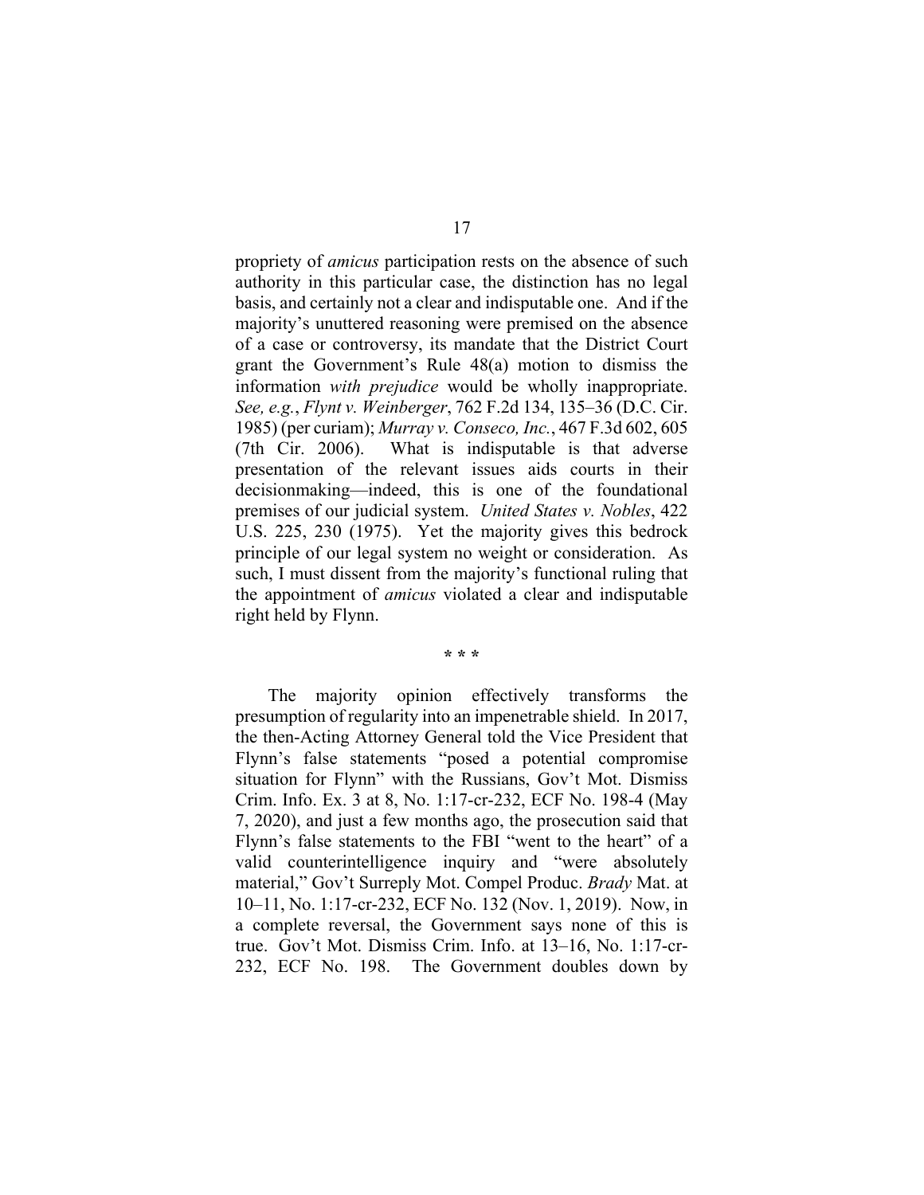propriety of *amicus* participation rests on the absence of such authority in this particular case, the distinction has no legal basis, and certainly not a clear and indisputable one. And if the majority's unuttered reasoning were premised on the absence of a case or controversy, its mandate that the District Court grant the Government's Rule 48(a) motion to dismiss the information *with prejudice* would be wholly inappropriate. *See, e.g.*, *Flynt v. Weinberger*, 762 F.2d 134, 135–36 (D.C. Cir. 1985) (per curiam); *Murray v. Conseco, Inc.*, 467 F.3d 602, 605 (7th Cir. 2006). What is indisputable is that adverse presentation of the relevant issues aids courts in their decisionmaking—indeed, this is one of the foundational premises of our judicial system. *United States v. Nobles*, 422 U.S. 225, 230 (1975). Yet the majority gives this bedrock principle of our legal system no weight or consideration. As such, I must dissent from the majority's functional ruling that the appointment of *amicus* violated a clear and indisputable right held by Flynn.

\* \* \*

The majority opinion effectively transforms the presumption of regularity into an impenetrable shield. In 2017, the then-Acting Attorney General told the Vice President that Flynn's false statements "posed a potential compromise situation for Flynn" with the Russians, Gov't Mot. Dismiss Crim. Info. Ex. 3 at 8, No. 1:17-cr-232, ECF No. 198-4 (May 7, 2020), and just a few months ago, the prosecution said that Flynn's false statements to the FBI "went to the heart" of a valid counterintelligence inquiry and "were absolutely material," Gov't Surreply Mot. Compel Produc. *Brady* Mat. at 10–11, No. 1:17-cr-232, ECF No. 132 (Nov. 1, 2019). Now, in a complete reversal, the Government says none of this is true. Gov't Mot. Dismiss Crim. Info. at 13–16, No. 1:17-cr-232, ECF No. 198. The Government doubles down by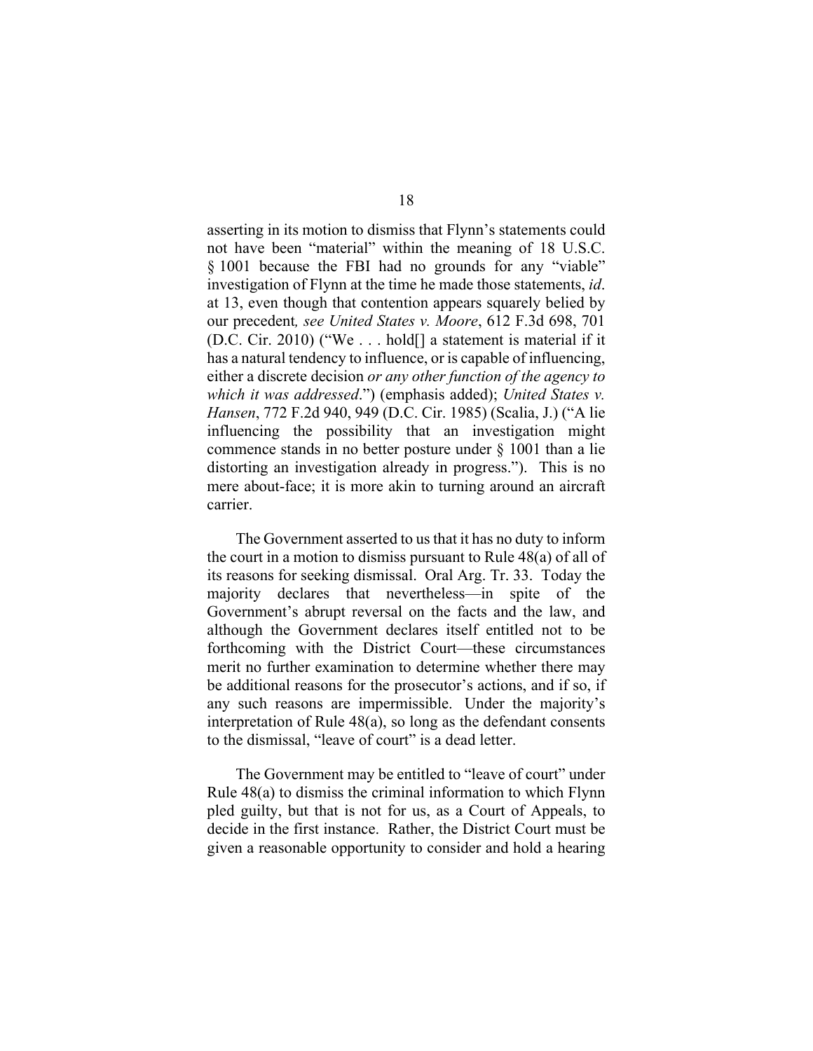asserting in its motion to dismiss that Flynn's statements could not have been "material" within the meaning of 18 U.S.C. § 1001 because the FBI had no grounds for any "viable" investigation of Flynn at the time he made those statements, *id*. at 13, even though that contention appears squarely belied by our precedent*, see United States v. Moore*, 612 F.3d 698, 701 (D.C. Cir. 2010) ("We . . . hold[] a statement is material if it has a natural tendency to influence, or is capable of influencing, either a discrete decision *or any other function of the agency to which it was addressed*.") (emphasis added); *United States v. Hansen*, 772 F.2d 940, 949 (D.C. Cir. 1985) (Scalia, J.) ("A lie influencing the possibility that an investigation might commence stands in no better posture under § 1001 than a lie distorting an investigation already in progress."). This is no mere about-face; it is more akin to turning around an aircraft carrier.

The Government asserted to us that it has no duty to inform the court in a motion to dismiss pursuant to Rule 48(a) of all of its reasons for seeking dismissal. Oral Arg. Tr. 33. Today the majority declares that nevertheless—in spite of the Government's abrupt reversal on the facts and the law, and although the Government declares itself entitled not to be forthcoming with the District Court—these circumstances merit no further examination to determine whether there may be additional reasons for the prosecutor's actions, and if so, if any such reasons are impermissible. Under the majority's interpretation of Rule 48(a), so long as the defendant consents to the dismissal, "leave of court" is a dead letter.

The Government may be entitled to "leave of court" under Rule 48(a) to dismiss the criminal information to which Flynn pled guilty, but that is not for us, as a Court of Appeals, to decide in the first instance. Rather, the District Court must be given a reasonable opportunity to consider and hold a hearing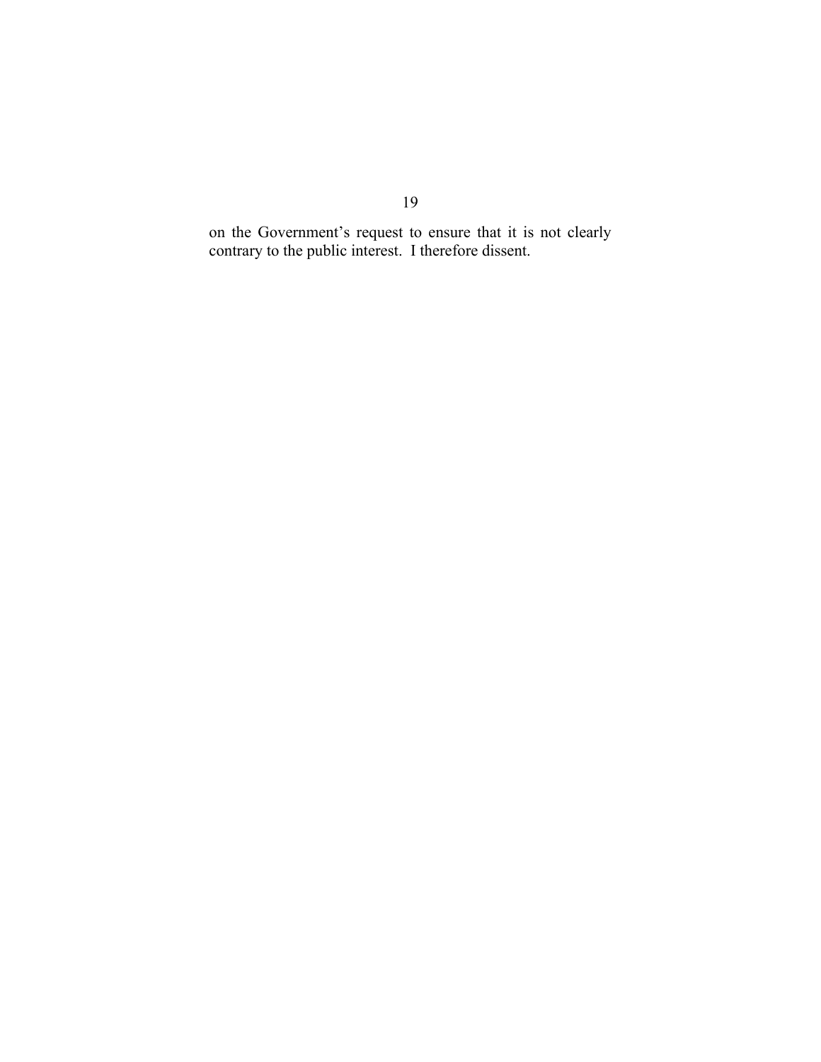on the Government’s request to ensure that it is not clearly contrary to the public interest. I therefore dissent.